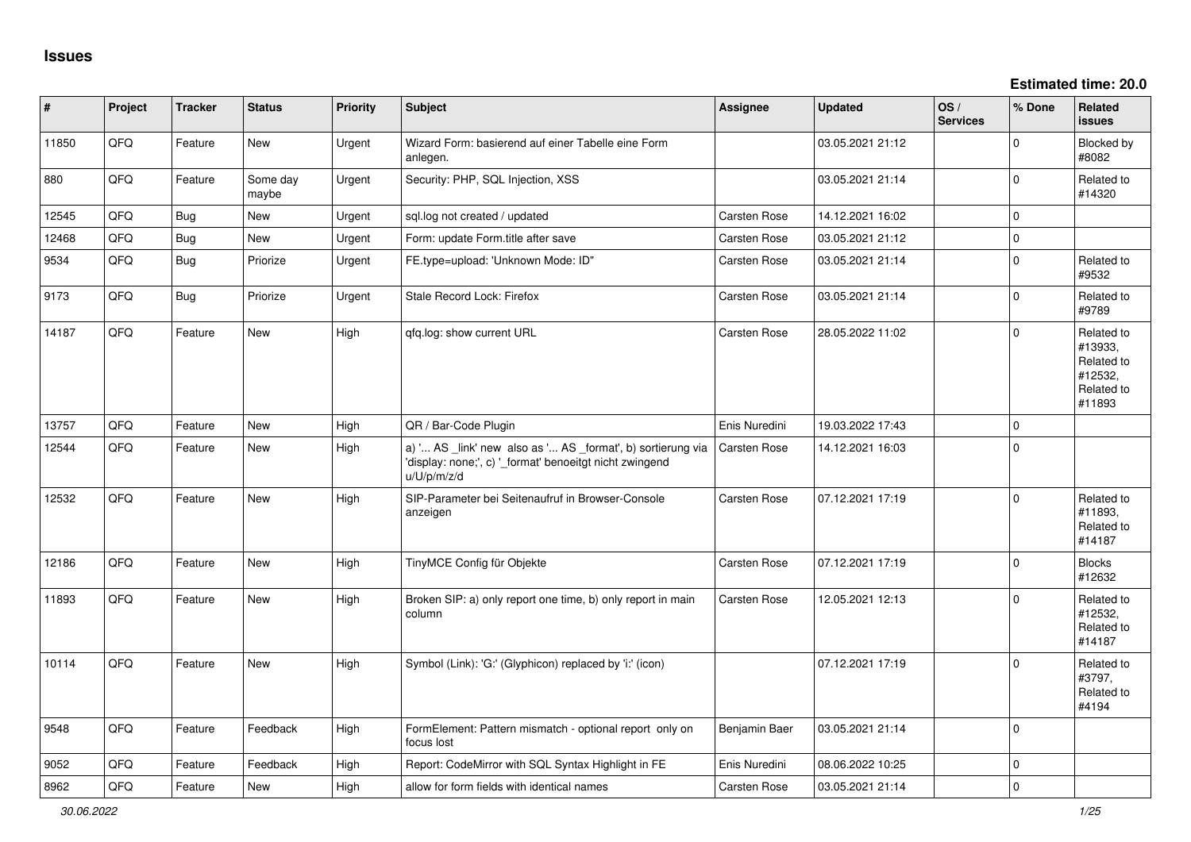# Issues

**Estimated time: 20.0**

| # | Project | Tracker | Status | Priority | Subject | Assignee | Updated | OS / Services | % Done | Related issues |
|---|---|---|---|---|---|---|---|---|---|---|
| 11850 | QFQ | Feature | New | Urgent | Wizard Form: basierend auf einer Tabelle eine Form anlegen. | | 03.05.2021 21:12 | | 0 | Blocked by #8082 |
| 880 | QFQ | Feature | Some day maybe | Urgent | Security: PHP, SQL Injection, XSS | | 03.05.2021 21:14 | | 0 | Related to #14320 |
| 12545 | QFQ | Bug | New | Urgent | sql.log not created / updated | Carsten Rose | 14.12.2021 16:02 | | 0 | |
| 12468 | QFQ | Bug | New | Urgent | Form: update Form.title after save | Carsten Rose | 03.05.2021 21:12 | | 0 | |
| 9534 | QFQ | Bug | Priorize | Urgent | FE.type=upload: 'Unknown Mode: ID" | Carsten Rose | 03.05.2021 21:14 | | 0 | Related to #9532 |
| 9173 | QFQ | Bug | Priorize | Urgent | Stale Record Lock: Firefox | Carsten Rose | 03.05.2021 21:14 | | 0 | Related to #9789 |
| 14187 | QFQ | Feature | New | High | qfq.log: show current URL | Carsten Rose | 28.05.2022 11:02 | | 0 | Related to #13933, Related to #12532, Related to #11893 |
| 13757 | QFQ | Feature | New | High | QR / Bar-Code Plugin | Enis Nuredini | 19.03.2022 17:43 | | 0 | |
| 12544 | QFQ | Feature | New | High | a) '... AS _link' new also as '... AS _format', b) sortierung via 'display: none;', c) '_format' benoeitgt nicht zwingend u/U/p/m/z/d | Carsten Rose | 14.12.2021 16:03 | | 0 | |
| 12532 | QFQ | Feature | New | High | SIP-Parameter bei Seitenaufruf in Browser-Console anzeigen | Carsten Rose | 07.12.2021 17:19 | | 0 | Related to #11893, Related to #14187 |
| 12186 | QFQ | Feature | New | High | TinyMCE Config für Objekte | Carsten Rose | 07.12.2021 17:19 | | 0 | Blocks #12632 |
| 11893 | QFQ | Feature | New | High | Broken SIP: a) only report one time, b) only report in main column | Carsten Rose | 12.05.2021 12:13 | | 0 | Related to #12532, Related to #14187 |
| 10114 | QFQ | Feature | New | High | Symbol (Link): 'G:' (Glyphicon) replaced by 'i:' (icon) | | 07.12.2021 17:19 | | 0 | Related to #3797, Related to #4194 |
| 9548 | QFQ | Feature | Feedback | High | FormElement: Pattern mismatch - optional report only on focus lost | Benjamin Baer | 03.05.2021 21:14 | | 0 | |
| 9052 | QFQ | Feature | Feedback | High | Report: CodeMirror with SQL Syntax Highlight in FE | Enis Nuredini | 08.06.2022 10:25 | | 0 | |
| 8962 | QFQ | Feature | New | High | allow for form fields with identical names | Carsten Rose | 03.05.2021 21:14 | | 0 | |

*30.06.2022*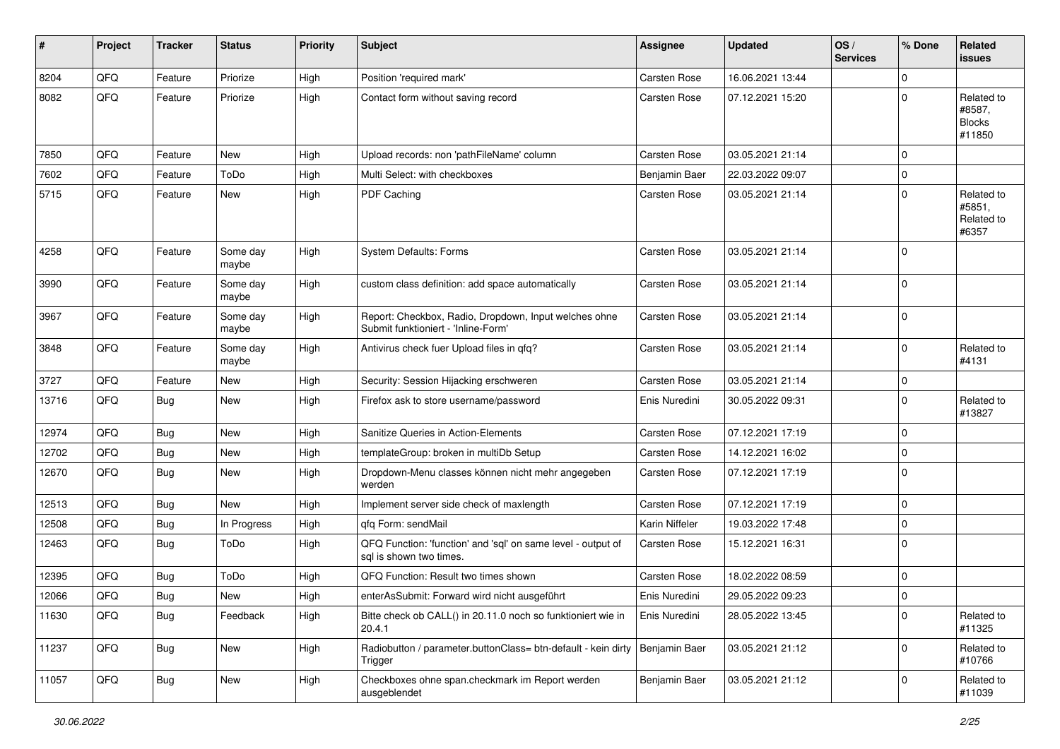| # | Project | Tracker | Status | Priority | Subject | Assignee | Updated | OS / Services | % Done | Related issues |
|---|---|---|---|---|---|---|---|---|---|---|
| 8204 | QFQ | Feature | Priorize | High | Position 'required mark' | Carsten Rose | 16.06.2021 13:44 | | 0 | |
| 8082 | QFQ | Feature | Priorize | High | Contact form without saving record | Carsten Rose | 07.12.2021 15:20 | | 0 | Related to #8587, Blocks #11850 |
| 7850 | QFQ | Feature | New | High | Upload records: non 'pathFileName' column | Carsten Rose | 03.05.2021 21:14 | | 0 | |
| 7602 | QFQ | Feature | ToDo | High | Multi Select: with checkboxes | Benjamin Baer | 22.03.2022 09:07 | | 0 | |
| 5715 | QFQ | Feature | New | High | PDF Caching | Carsten Rose | 03.05.2021 21:14 | | 0 | Related to #5851, Related to #6357 |
| 4258 | QFQ | Feature | Some day maybe | High | System Defaults: Forms | Carsten Rose | 03.05.2021 21:14 | | 0 | |
| 3990 | QFQ | Feature | Some day maybe | High | custom class definition: add space automatically | Carsten Rose | 03.05.2021 21:14 | | 0 | |
| 3967 | QFQ | Feature | Some day maybe | High | Report: Checkbox, Radio, Dropdown, Input welches ohne Submit funktioniert - 'Inline-Form' | Carsten Rose | 03.05.2021 21:14 | | 0 | |
| 3848 | QFQ | Feature | Some day maybe | High | Antivirus check fuer Upload files in qfq? | Carsten Rose | 03.05.2021 21:14 | | 0 | Related to #4131 |
| 3727 | QFQ | Feature | New | High | Security: Session Hijacking erschweren | Carsten Rose | 03.05.2021 21:14 | | 0 | |
| 13716 | QFQ | Bug | New | High | Firefox ask to store username/password | Enis Nuredini | 30.05.2022 09:31 | | 0 | Related to #13827 |
| 12974 | QFQ | Bug | New | High | Sanitize Queries in Action-Elements | Carsten Rose | 07.12.2021 17:19 | | 0 | |
| 12702 | QFQ | Bug | New | High | templateGroup: broken in multiDb Setup | Carsten Rose | 14.12.2021 16:02 | | 0 | |
| 12670 | QFQ | Bug | New | High | Dropdown-Menu classes können nicht mehr angegeben werden | Carsten Rose | 07.12.2021 17:19 | | 0 | |
| 12513 | QFQ | Bug | New | High | Implement server side check of maxlength | Carsten Rose | 07.12.2021 17:19 | | 0 | |
| 12508 | QFQ | Bug | In Progress | High | qfq Form: sendMail | Karin Niffeler | 19.03.2022 17:48 | | 0 | |
| 12463 | QFQ | Bug | ToDo | High | QFQ Function: 'function' and 'sql' on same level - output of sql is shown two times. | Carsten Rose | 15.12.2021 16:31 | | 0 | |
| 12395 | QFQ | Bug | ToDo | High | QFQ Function: Result two times shown | Carsten Rose | 18.02.2022 08:59 | | 0 | |
| 12066 | QFQ | Bug | New | High | enterAsSubmit: Forward wird nicht ausgeführt | Enis Nuredini | 29.05.2022 09:23 | | 0 | |
| 11630 | QFQ | Bug | Feedback | High | Bitte check ob CALL() in 20.11.0 noch so funktioniert wie in 20.4.1 | Enis Nuredini | 28.05.2022 13:45 | | 0 | Related to #11325 |
| 11237 | QFQ | Bug | New | High | Radiobutton / parameter.buttonClass= btn-default - kein dirty Trigger | Benjamin Baer | 03.05.2021 21:12 | | 0 | Related to #10766 |
| 11057 | QFQ | Bug | New | High | Checkboxes ohne span.checkmark im Report werden ausgeblendet | Benjamin Baer | 03.05.2021 21:12 | | 0 | Related to #11039 |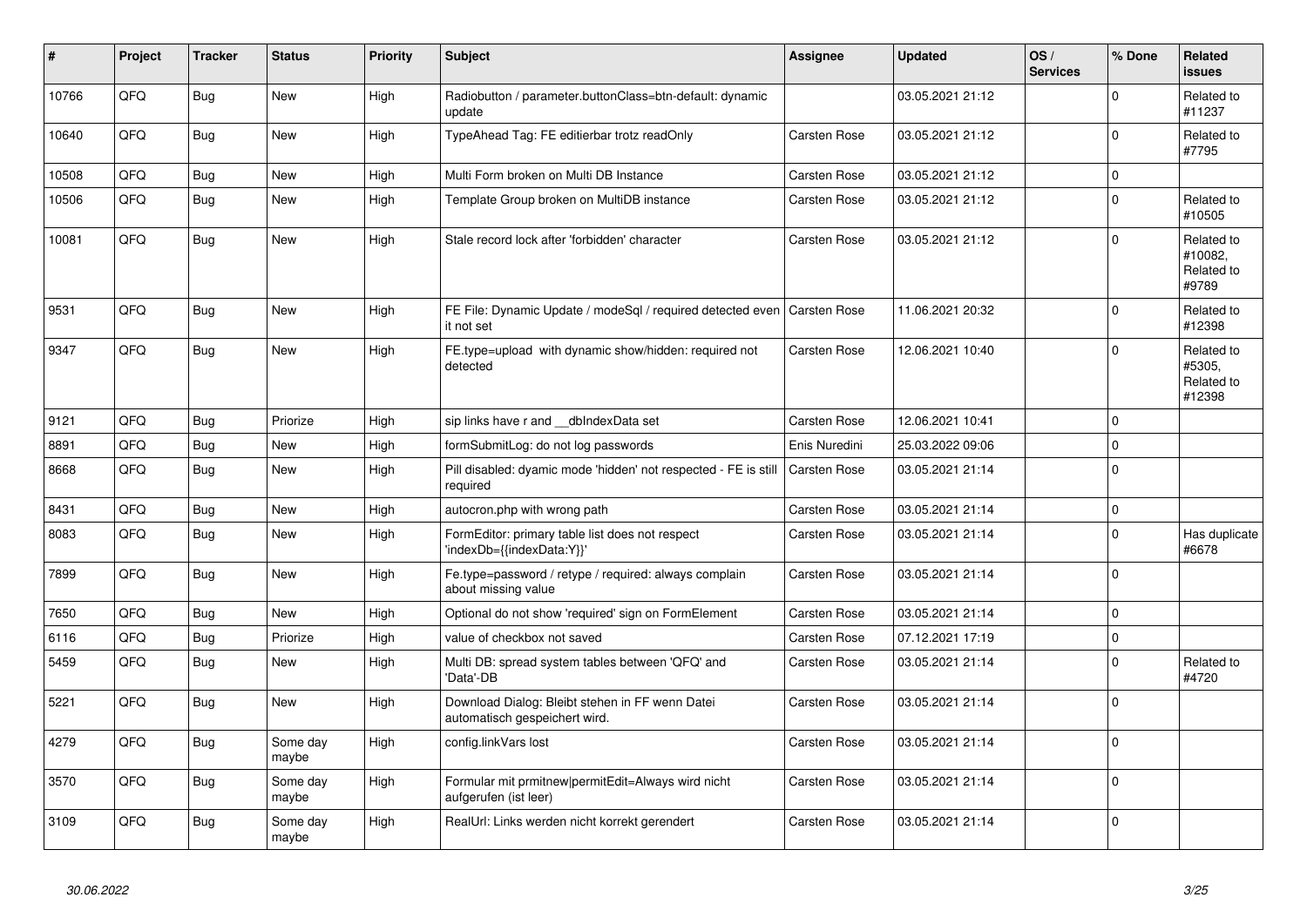| # | Project | Tracker | Status | Priority | Subject | Assignee | Updated | OS / Services | % Done | Related issues |
|---|---|---|---|---|---|---|---|---|---|---|
| 10766 | QFQ | Bug | New | High | Radiobutton / parameter.buttonClass=btn-default: dynamic update | | 03.05.2021 21:12 | | 0 | Related to #11237 |
| 10640 | QFQ | Bug | New | High | TypeAhead Tag: FE editierbar trotz readOnly | Carsten Rose | 03.05.2021 21:12 | | 0 | Related to #7795 |
| 10508 | QFQ | Bug | New | High | Multi Form broken on Multi DB Instance | Carsten Rose | 03.05.2021 21:12 | | 0 | |
| 10506 | QFQ | Bug | New | High | Template Group broken on MultiDB instance | Carsten Rose | 03.05.2021 21:12 | | 0 | Related to #10505 |
| 10081 | QFQ | Bug | New | High | Stale record lock after 'forbidden' character | Carsten Rose | 03.05.2021 21:12 | | 0 | Related to #10082, Related to #9789 |
| 9531 | QFQ | Bug | New | High | FE File: Dynamic Update / modeSql / required detected even it not set | Carsten Rose | 11.06.2021 20:32 | | 0 | Related to #12398 |
| 9347 | QFQ | Bug | New | High | FE.type=upload with dynamic show/hidden: required not detected | Carsten Rose | 12.06.2021 10:40 | | 0 | Related to #5305, Related to #12398 |
| 9121 | QFQ | Bug | Priorize | High | sip links have r and __dbIndexData set | Carsten Rose | 12.06.2021 10:41 | | 0 | |
| 8891 | QFQ | Bug | New | High | formSubmitLog: do not log passwords | Enis Nuredini | 25.03.2022 09:06 | | 0 | |
| 8668 | QFQ | Bug | New | High | Pill disabled: dyamic mode 'hidden' not respected - FE is still required | Carsten Rose | 03.05.2021 21:14 | | 0 | |
| 8431 | QFQ | Bug | New | High | autocron.php with wrong path | Carsten Rose | 03.05.2021 21:14 | | 0 | |
| 8083 | QFQ | Bug | New | High | FormEditor: primary table list does not respect 'indexDb={{indexData:Y}}' | Carsten Rose | 03.05.2021 21:14 | | 0 | Has duplicate #6678 |
| 7899 | QFQ | Bug | New | High | Fe.type=password / retype / required: always complain about missing value | Carsten Rose | 03.05.2021 21:14 | | 0 | |
| 7650 | QFQ | Bug | New | High | Optional do not show 'required' sign on FormElement | Carsten Rose | 03.05.2021 21:14 | | 0 | |
| 6116 | QFQ | Bug | Priorize | High | value of checkbox not saved | Carsten Rose | 07.12.2021 17:19 | | 0 | |
| 5459 | QFQ | Bug | New | High | Multi DB: spread system tables between 'QFQ' and 'Data'-DB | Carsten Rose | 03.05.2021 21:14 | | 0 | Related to #4720 |
| 5221 | QFQ | Bug | New | High | Download Dialog: Bleibt stehen in FF wenn Datei automatisch gespeichert wird. | Carsten Rose | 03.05.2021 21:14 | | 0 | |
| 4279 | QFQ | Bug | Some day maybe | High | config.linkVars lost | Carsten Rose | 03.05.2021 21:14 | | 0 | |
| 3570 | QFQ | Bug | Some day maybe | High | Formular mit prmitnew\|permitEdit=Always wird nicht aufgerufen (ist leer) | Carsten Rose | 03.05.2021 21:14 | | 0 | |
| 3109 | QFQ | Bug | Some day maybe | High | RealUrl: Links werden nicht korrekt gerendert | Carsten Rose | 03.05.2021 21:14 | | 0 | |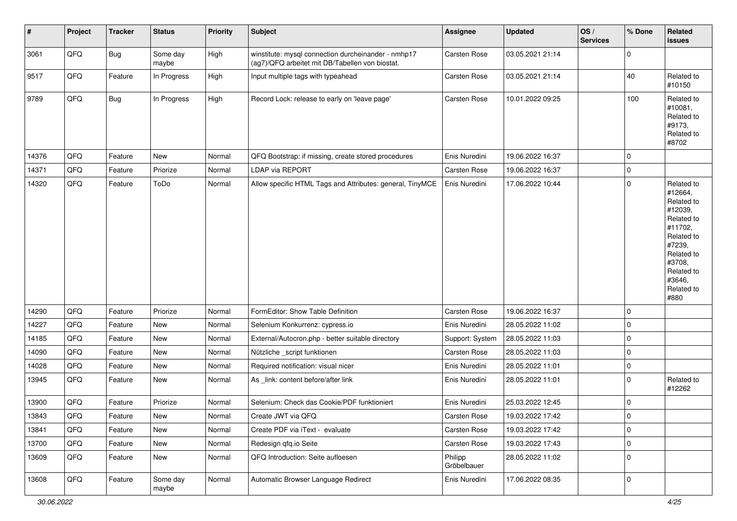| # | Project | Tracker | Status | Priority | Subject | Assignee | Updated | OS / Services | % Done | Related issues |
|---|---|---|---|---|---|---|---|---|---|---|
| 3061 | QFQ | Bug | Some day maybe | High | winstitute: mysql connection durcheinander - nmhp17 (ag7)/QFQ arbeitet mit DB/Tabellen von biostat. | Carsten Rose | 03.05.2021 21:14 | | 0 | |
| 9517 | QFQ | Feature | In Progress | High | Input multiple tags with typeahead | Carsten Rose | 03.05.2021 21:14 | | 40 | Related to #10150 |
| 9789 | QFQ | Bug | In Progress | High | Record Lock: release to early on 'leave page' | Carsten Rose | 10.01.2022 09:25 | | 100 | Related to #10081, Related to #9173, Related to #8702 |
| 14376 | QFQ | Feature | New | Normal | QFQ Bootstrap: if missing, create stored procedures | Enis Nuredini | 19.06.2022 16:37 | | 0 | |
| 14371 | QFQ | Feature | Priorize | Normal | LDAP via REPORT | Carsten Rose | 19.06.2022 16:37 | | 0 | |
| 14320 | QFQ | Feature | ToDo | Normal | Allow specific HTML Tags and Attributes: general, TinyMCE | Enis Nuredini | 17.06.2022 10:44 | | 0 | Related to #12664, Related to #12039, Related to #11702, Related to #7239, Related to #3708, Related to #3646, Related to #880 |
| 14290 | QFQ | Feature | Priorize | Normal | FormEditor: Show Table Definition | Carsten Rose | 19.06.2022 16:37 | | 0 | |
| 14227 | QFQ | Feature | New | Normal | Selenium Konkurrenz: cypress.io | Enis Nuredini | 28.05.2022 11:02 | | 0 | |
| 14185 | QFQ | Feature | New | Normal | External/Autocron.php - better suitable directory | Support: System | 28.05.2022 11:03 | | 0 | |
| 14090 | QFQ | Feature | New | Normal | Nützliche _script funktionen | Carsten Rose | 28.05.2022 11:03 | | 0 | |
| 14028 | QFQ | Feature | New | Normal | Required notification: visual nicer | Enis Nuredini | 28.05.2022 11:01 | | 0 | |
| 13945 | QFQ | Feature | New | Normal | As _link: content before/after link | Enis Nuredini | 28.05.2022 11:01 | | 0 | Related to #12262 |
| 13900 | QFQ | Feature | Priorize | Normal | Selenium: Check das Cookie/PDF funktioniert | Enis Nuredini | 25.03.2022 12:45 | | 0 | |
| 13843 | QFQ | Feature | New | Normal | Create JWT via QFQ | Carsten Rose | 19.03.2022 17:42 | | 0 | |
| 13841 | QFQ | Feature | New | Normal | Create PDF via iText - evaluate | Carsten Rose | 19.03.2022 17:42 | | 0 | |
| 13700 | QFQ | Feature | New | Normal | Redesign qfq.io Seite | Carsten Rose | 19.03.2022 17:43 | | 0 | |
| 13609 | QFQ | Feature | New | Normal | QFQ Introduction: Seite aufloesen | Philipp Gröbelbauer | 28.05.2022 11:02 | | 0 | |
| 13608 | QFQ | Feature | Some day maybe | Normal | Automatic Browser Language Redirect | Enis Nuredini | 17.06.2022 08:35 | | 0 | |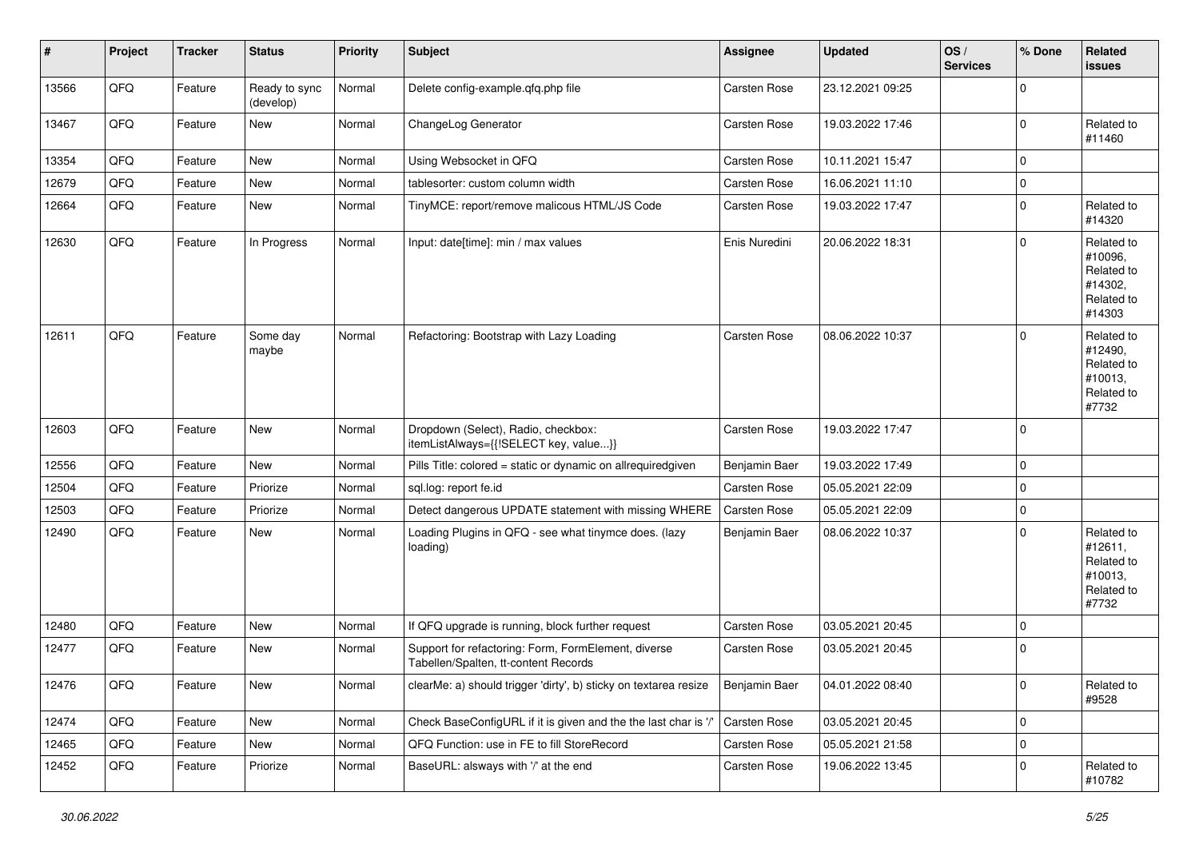| # | Project | Tracker | Status | Priority | Subject | Assignee | Updated | OS / Services | % Done | Related issues |
|---|---|---|---|---|---|---|---|---|---|---|
| 13566 | QFQ | Feature | Ready to sync (develop) | Normal | Delete config-example.qfq.php file | Carsten Rose | 23.12.2021 09:25 | | 0 | |
| 13467 | QFQ | Feature | New | Normal | ChangeLog Generator | Carsten Rose | 19.03.2022 17:46 | | 0 | Related to #11460 |
| 13354 | QFQ | Feature | New | Normal | Using Websocket in QFQ | Carsten Rose | 10.11.2021 15:47 | | 0 | |
| 12679 | QFQ | Feature | New | Normal | tablesorter: custom column width | Carsten Rose | 16.06.2021 11:10 | | 0 | |
| 12664 | QFQ | Feature | New | Normal | TinyMCE: report/remove malicous HTML/JS Code | Carsten Rose | 19.03.2022 17:47 | | 0 | Related to #14320 |
| 12630 | QFQ | Feature | In Progress | Normal | Input: date[time]: min / max values | Enis Nuredini | 20.06.2022 18:31 | | 0 | Related to #10096, Related to #14302, Related to #14303 |
| 12611 | QFQ | Feature | Some day maybe | Normal | Refactoring: Bootstrap with Lazy Loading | Carsten Rose | 08.06.2022 10:37 | | 0 | Related to #12490, Related to #10013, Related to #7732 |
| 12603 | QFQ | Feature | New | Normal | Dropdown (Select), Radio, checkbox: itemListAlways={{!SELECT key, value...}} | Carsten Rose | 19.03.2022 17:47 | | 0 | |
| 12556 | QFQ | Feature | New | Normal | Pills Title: colored = static or dynamic on allrequiredgiven | Benjamin Baer | 19.03.2022 17:49 | | 0 | |
| 12504 | QFQ | Feature | Priorize | Normal | sql.log: report fe.id | Carsten Rose | 05.05.2021 22:09 | | 0 | |
| 12503 | QFQ | Feature | Priorize | Normal | Detect dangerous UPDATE statement with missing WHERE | Carsten Rose | 05.05.2021 22:09 | | 0 | |
| 12490 | QFQ | Feature | New | Normal | Loading Plugins in QFQ - see what tinymce does. (lazy loading) | Benjamin Baer | 08.06.2022 10:37 | | 0 | Related to #12611, Related to #10013, Related to #7732 |
| 12480 | QFQ | Feature | New | Normal | If QFQ upgrade is running, block further request | Carsten Rose | 03.05.2021 20:45 | | 0 | |
| 12477 | QFQ | Feature | New | Normal | Support for refactoring: Form, FormElement, diverse Tabellen/Spalten, tt-content Records | Carsten Rose | 03.05.2021 20:45 | | 0 | |
| 12476 | QFQ | Feature | New | Normal | clearMe: a) should trigger 'dirty', b) sticky on textarea resize | Benjamin Baer | 04.01.2022 08:40 | | 0 | Related to #9528 |
| 12474 | QFQ | Feature | New | Normal | Check BaseConfigURL if it is given and the the last char is '/' | Carsten Rose | 03.05.2021 20:45 | | 0 | |
| 12465 | QFQ | Feature | New | Normal | QFQ Function: use in FE to fill StoreRecord | Carsten Rose | 05.05.2021 21:58 | | 0 | |
| 12452 | QFQ | Feature | Priorize | Normal | BaseURL: alsways with '/' at the end | Carsten Rose | 19.06.2022 13:45 | | 0 | Related to #10782 |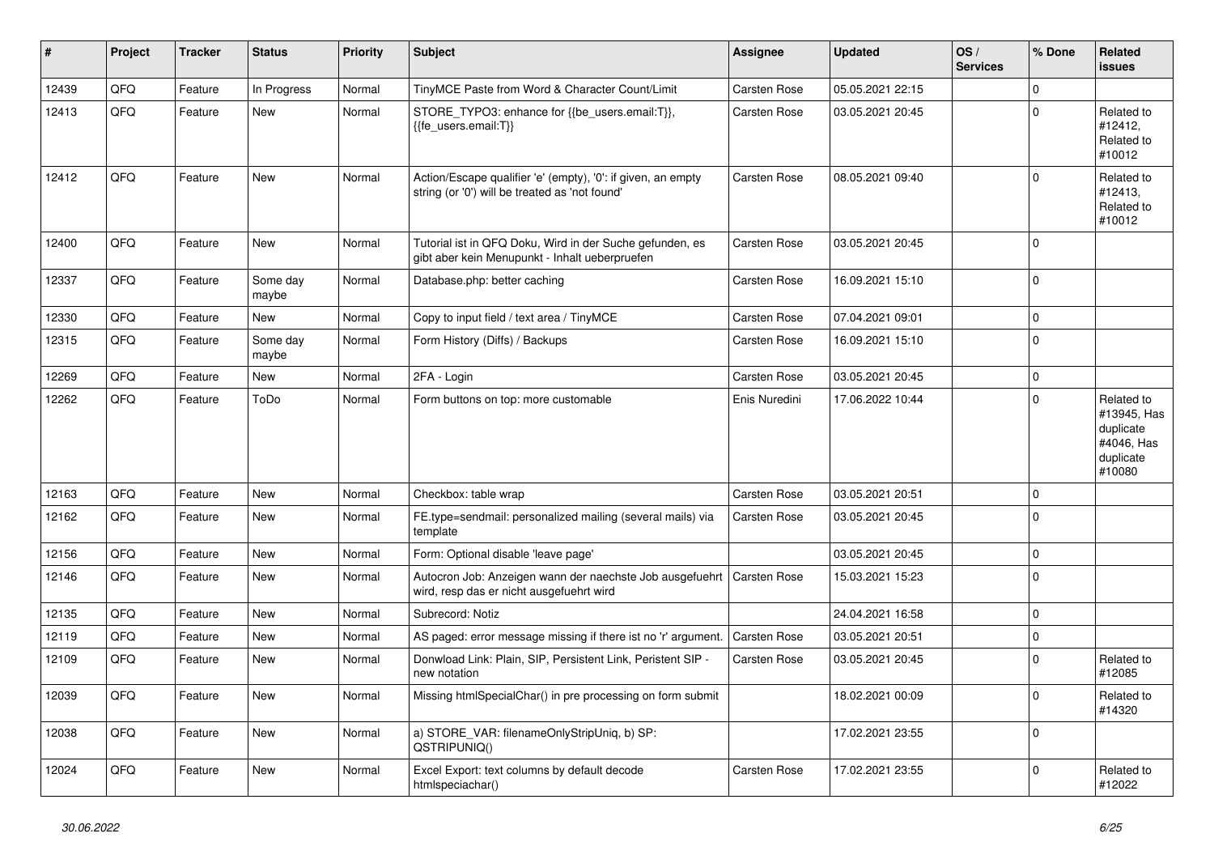| # | Project | Tracker | Status | Priority | Subject | Assignee | Updated | OS / Services | % Done | Related issues |
|---|---|---|---|---|---|---|---|---|---|---|
| 12439 | QFQ | Feature | In Progress | Normal | TinyMCE Paste from Word & Character Count/Limit | Carsten Rose | 05.05.2021 22:15 | | 0 | |
| 12413 | QFQ | Feature | New | Normal | STORE_TYPO3: enhance for {{be_users.email:T}}, {{fe_users.email:T}} | Carsten Rose | 03.05.2021 20:45 | | 0 | Related to #12412, Related to #10012 |
| 12412 | QFQ | Feature | New | Normal | Action/Escape qualifier 'e' (empty), '0': if given, an empty string (or '0') will be treated as 'not found' | Carsten Rose | 08.05.2021 09:40 | | 0 | Related to #12413, Related to #10012 |
| 12400 | QFQ | Feature | New | Normal | Tutorial ist in QFQ Doku, Wird in der Suche gefunden, es gibt aber kein Menupunkt - Inhalt ueberpruefen | Carsten Rose | 03.05.2021 20:45 | | 0 | |
| 12337 | QFQ | Feature | Some day maybe | Normal | Database.php: better caching | Carsten Rose | 16.09.2021 15:10 | | 0 | |
| 12330 | QFQ | Feature | New | Normal | Copy to input field / text area / TinyMCE | Carsten Rose | 07.04.2021 09:01 | | 0 | |
| 12315 | QFQ | Feature | Some day maybe | Normal | Form History (Diffs) / Backups | Carsten Rose | 16.09.2021 15:10 | | 0 | |
| 12269 | QFQ | Feature | New | Normal | 2FA - Login | Carsten Rose | 03.05.2021 20:45 | | 0 | |
| 12262 | QFQ | Feature | ToDo | Normal | Form buttons on top: more customable | Enis Nuredini | 17.06.2022 10:44 | | 0 | Related to #13945, Has duplicate #4046, Has duplicate #10080 |
| 12163 | QFQ | Feature | New | Normal | Checkbox: table wrap | Carsten Rose | 03.05.2021 20:51 | | 0 | |
| 12162 | QFQ | Feature | New | Normal | FE.type=sendmail: personalized mailing (several mails) via template | Carsten Rose | 03.05.2021 20:45 | | 0 | |
| 12156 | QFQ | Feature | New | Normal | Form: Optional disable 'leave page' | | 03.05.2021 20:45 | | 0 | |
| 12146 | QFQ | Feature | New | Normal | Autocron Job: Anzeigen wann der naechste Job ausgefuehrt wird, resp das er nicht ausgefuehrt wird | Carsten Rose | 15.03.2021 15:23 | | 0 | |
| 12135 | QFQ | Feature | New | Normal | Subrecord: Notiz | | 24.04.2021 16:58 | | 0 | |
| 12119 | QFQ | Feature | New | Normal | AS paged: error message missing if there ist no 'r' argument. | Carsten Rose | 03.05.2021 20:51 | | 0 | |
| 12109 | QFQ | Feature | New | Normal | Donwload Link: Plain, SIP, Persistent Link, Peristent SIP - new notation | Carsten Rose | 03.05.2021 20:45 | | 0 | Related to #12085 |
| 12039 | QFQ | Feature | New | Normal | Missing htmlSpecialChar() in pre processing on form submit | | 18.02.2021 00:09 | | 0 | Related to #14320 |
| 12038 | QFQ | Feature | New | Normal | a) STORE_VAR: filenameOnlyStripUniq, b) SP: QSTRIPUNIQ() | | 17.02.2021 23:55 | | 0 | |
| 12024 | QFQ | Feature | New | Normal | Excel Export: text columns by default decode htmlspeciachar() | Carsten Rose | 17.02.2021 23:55 | | 0 | Related to #12022 |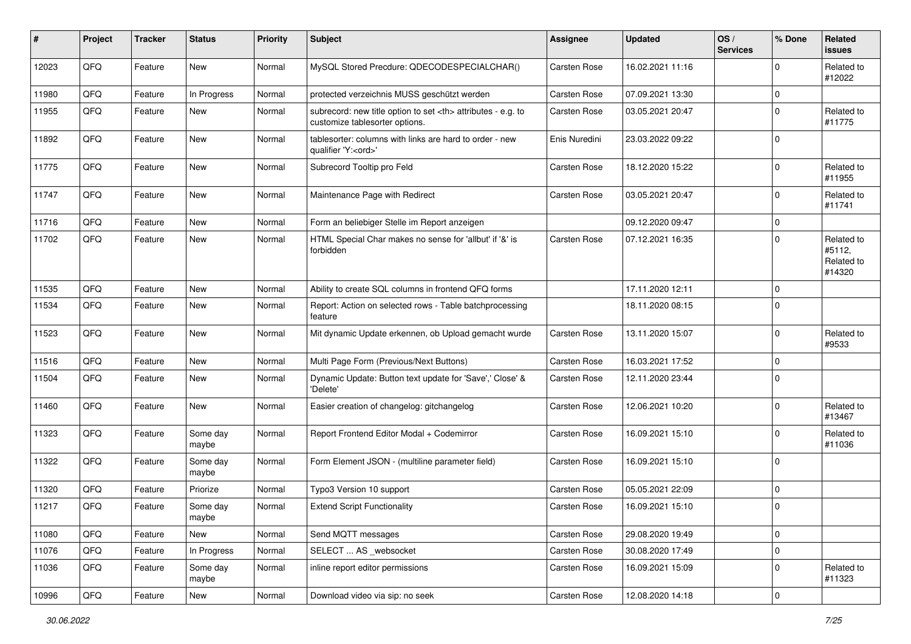| # | Project | Tracker | Status | Priority | Subject | Assignee | Updated | OS / Services | % Done | Related issues |
|---|---|---|---|---|---|---|---|---|---|---|
| 12023 | QFQ | Feature | New | Normal | MySQL Stored Precdure: QDECODESPECIALCHAR() | Carsten Rose | 16.02.2021 11:16 | | 0 | Related to #12022 |
| 11980 | QFQ | Feature | In Progress | Normal | protected verzeichnis MUSS geschützt werden | Carsten Rose | 07.09.2021 13:30 | | 0 | |
| 11955 | QFQ | Feature | New | Normal | subrecord: new title option to set <th> attributes - e.g. to customize tablesorter options. | Carsten Rose | 03.05.2021 20:47 | | 0 | Related to #11775 |
| 11892 | QFQ | Feature | New | Normal | tablesorter: columns with links are hard to order - new qualifier 'Y:<ord>' | Enis Nuredini | 23.03.2022 09:22 | | 0 | |
| 11775 | QFQ | Feature | New | Normal | Subrecord Tooltip pro Feld | Carsten Rose | 18.12.2020 15:22 | | 0 | Related to #11955 |
| 11747 | QFQ | Feature | New | Normal | Maintenance Page with Redirect | Carsten Rose | 03.05.2021 20:47 | | 0 | Related to #11741 |
| 11716 | QFQ | Feature | New | Normal | Form an beliebiger Stelle im Report anzeigen | | 09.12.2020 09:47 | | 0 | |
| 11702 | QFQ | Feature | New | Normal | HTML Special Char makes no sense for 'allbut' if '&' is forbidden | Carsten Rose | 07.12.2021 16:35 | | 0 | Related to #5112, Related to #14320 |
| 11535 | QFQ | Feature | New | Normal | Ability to create SQL columns in frontend QFQ forms | | 17.11.2020 12:11 | | 0 | |
| 11534 | QFQ | Feature | New | Normal | Report: Action on selected rows - Table batchprocessing feature | | 18.11.2020 08:15 | | 0 | |
| 11523 | QFQ | Feature | New | Normal | Mit dynamic Update erkennen, ob Upload gemacht wurde | Carsten Rose | 13.11.2020 15:07 | | 0 | Related to #9533 |
| 11516 | QFQ | Feature | New | Normal | Multi Page Form (Previous/Next Buttons) | Carsten Rose | 16.03.2021 17:52 | | 0 | |
| 11504 | QFQ | Feature | New | Normal | Dynamic Update: Button text update for 'Save',' Close' & 'Delete' | Carsten Rose | 12.11.2020 23:44 | | 0 | |
| 11460 | QFQ | Feature | New | Normal | Easier creation of changelog: gitchangelog | Carsten Rose | 12.06.2021 10:20 | | 0 | Related to #13467 |
| 11323 | QFQ | Feature | Some day maybe | Normal | Report Frontend Editor Modal + Codemirror | Carsten Rose | 16.09.2021 15:10 | | 0 | Related to #11036 |
| 11322 | QFQ | Feature | Some day maybe | Normal | Form Element JSON - (multiline parameter field) | Carsten Rose | 16.09.2021 15:10 | | 0 | |
| 11320 | QFQ | Feature | Priorize | Normal | Typo3 Version 10 support | Carsten Rose | 05.05.2021 22:09 | | 0 | |
| 11217 | QFQ | Feature | Some day maybe | Normal | Extend Script Functionality | Carsten Rose | 16.09.2021 15:10 | | 0 | |
| 11080 | QFQ | Feature | New | Normal | Send MQTT messages | Carsten Rose | 29.08.2020 19:49 | | 0 | |
| 11076 | QFQ | Feature | In Progress | Normal | SELECT ... AS _websocket | Carsten Rose | 30.08.2020 17:49 | | 0 | |
| 11036 | QFQ | Feature | Some day maybe | Normal | inline report editor permissions | Carsten Rose | 16.09.2021 15:09 | | 0 | Related to #11323 |
| 10996 | QFQ | Feature | New | Normal | Download video via sip: no seek | Carsten Rose | 12.08.2020 14:18 | | 0 | |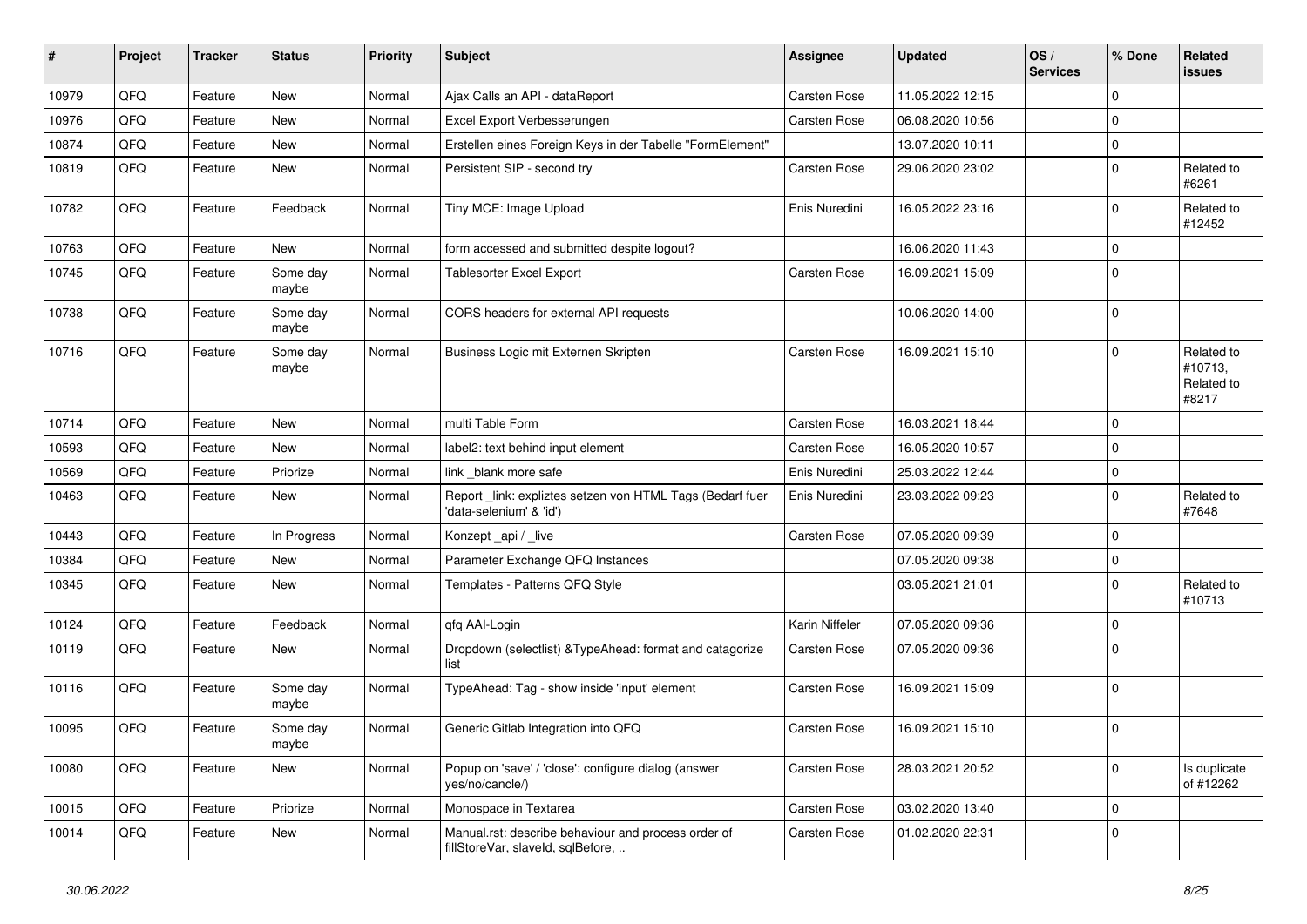| # | Project | Tracker | Status | Priority | Subject | Assignee | Updated | OS / Services | % Done | Related issues |
|---|---|---|---|---|---|---|---|---|---|---|
| 10979 | QFQ | Feature | New | Normal | Ajax Calls an API - dataReport | Carsten Rose | 11.05.2022 12:15 | | 0 | |
| 10976 | QFQ | Feature | New | Normal | Excel Export Verbesserungen | Carsten Rose | 06.08.2020 10:56 | | 0 | |
| 10874 | QFQ | Feature | New | Normal | Erstellen eines Foreign Keys in der Tabelle "FormElement" | | 13.07.2020 10:11 | | 0 | |
| 10819 | QFQ | Feature | New | Normal | Persistent SIP - second try | Carsten Rose | 29.06.2020 23:02 | | 0 | Related to #6261 |
| 10782 | QFQ | Feature | Feedback | Normal | Tiny MCE: Image Upload | Enis Nuredini | 16.05.2022 23:16 | | 0 | Related to #12452 |
| 10763 | QFQ | Feature | New | Normal | form accessed and submitted despite logout? | | 16.06.2020 11:43 | | 0 | |
| 10745 | QFQ | Feature | Some day maybe | Normal | Tablesorter Excel Export | Carsten Rose | 16.09.2021 15:09 | | 0 | |
| 10738 | QFQ | Feature | Some day maybe | Normal | CORS headers for external API requests | | 10.06.2020 14:00 | | 0 | |
| 10716 | QFQ | Feature | Some day maybe | Normal | Business Logic mit Externen Skripten | Carsten Rose | 16.09.2021 15:10 | | 0 | Related to #10713, Related to #8217 |
| 10714 | QFQ | Feature | New | Normal | multi Table Form | Carsten Rose | 16.03.2021 18:44 | | 0 | |
| 10593 | QFQ | Feature | New | Normal | label2: text behind input element | Carsten Rose | 16.05.2020 10:57 | | 0 | |
| 10569 | QFQ | Feature | Priorize | Normal | link _blank more safe | Enis Nuredini | 25.03.2022 12:44 | | 0 | |
| 10463 | QFQ | Feature | New | Normal | Report _link: expliztes setzen von HTML Tags (Bedarf fuer 'data-selenium' & 'id') | Enis Nuredini | 23.03.2022 09:23 | | 0 | Related to #7648 |
| 10443 | QFQ | Feature | In Progress | Normal | Konzept _api / _live | Carsten Rose | 07.05.2020 09:39 | | 0 | |
| 10384 | QFQ | Feature | New | Normal | Parameter Exchange QFQ Instances | | 07.05.2020 09:38 | | 0 | |
| 10345 | QFQ | Feature | New | Normal | Templates - Patterns QFQ Style | | 03.05.2021 21:01 | | 0 | Related to #10713 |
| 10124 | QFQ | Feature | Feedback | Normal | qfq AAI-Login | Karin Niffeler | 07.05.2020 09:36 | | 0 | |
| 10119 | QFQ | Feature | New | Normal | Dropdown (selectlist) &TypeAhead: format and catagorize list | Carsten Rose | 07.05.2020 09:36 | | 0 | |
| 10116 | QFQ | Feature | Some day maybe | Normal | TypeAhead: Tag - show inside 'input' element | Carsten Rose | 16.09.2021 15:09 | | 0 | |
| 10095 | QFQ | Feature | Some day maybe | Normal | Generic Gitlab Integration into QFQ | Carsten Rose | 16.09.2021 15:10 | | 0 | |
| 10080 | QFQ | Feature | New | Normal | Popup on 'save' / 'close': configure dialog (answer yes/no/cancle/) | Carsten Rose | 28.03.2021 20:52 | | 0 | Is duplicate of #12262 |
| 10015 | QFQ | Feature | Priorize | Normal | Monospace in Textarea | Carsten Rose | 03.02.2020 13:40 | | 0 | |
| 10014 | QFQ | Feature | New | Normal | Manual.rst: describe behaviour and process order of fillStoreVar, slaveId, sqlBefore, .. | Carsten Rose | 01.02.2020 22:31 | | 0 | |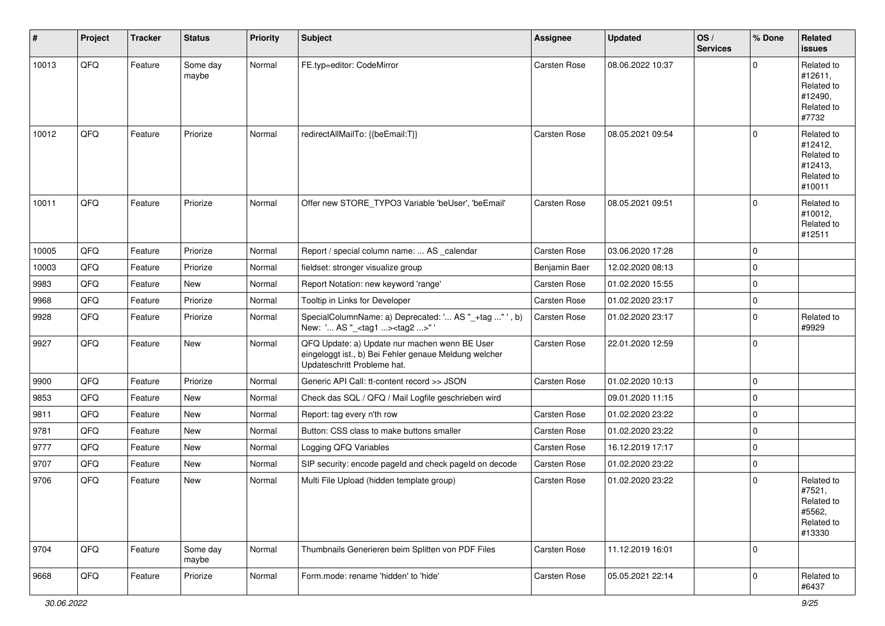| # | Project | Tracker | Status | Priority | Subject | Assignee | Updated | OS / Services | % Done | Related issues |
|---|---|---|---|---|---|---|---|---|---|---|
| 10013 | QFQ | Feature | Some day maybe | Normal | FE.typ=editor: CodeMirror | Carsten Rose | 08.06.2022 10:37 | | 0 | Related to #12611, Related to #12490, Related to #7732 |
| 10012 | QFQ | Feature | Priorize | Normal | redirectAllMailTo: {{beEmail:T}} | Carsten Rose | 08.05.2021 09:54 | | 0 | Related to #12412, Related to #12413, Related to #10011 |
| 10011 | QFQ | Feature | Priorize | Normal | Offer new STORE_TYPO3 Variable 'beUser', 'beEmail' | Carsten Rose | 08.05.2021 09:51 | | 0 | Related to #10012, Related to #12511 |
| 10005 | QFQ | Feature | Priorize | Normal | Report / special column name: ... AS _calendar | Carsten Rose | 03.06.2020 17:28 | | 0 | |
| 10003 | QFQ | Feature | Priorize | Normal | fieldset: stronger visualize group | Benjamin Baer | 12.02.2020 08:13 | | 0 | |
| 9983 | QFQ | Feature | New | Normal | Report Notation: new keyword 'range' | Carsten Rose | 01.02.2020 15:55 | | 0 | |
| 9968 | QFQ | Feature | Priorize | Normal | Tooltip in Links for Developer | Carsten Rose | 01.02.2020 23:17 | | 0 | |
| 9928 | QFQ | Feature | Priorize | Normal | SpecialColumnName: a) Deprecated: '... AS "_+tag ..." ', b) New: '... AS "_<tag1 ...><tag2 ...>" ' | Carsten Rose | 01.02.2020 23:17 | | 0 | Related to #9929 |
| 9927 | QFQ | Feature | New | Normal | QFQ Update: a) Update nur machen wenn BE User eingeloggt ist., b) Bei Fehler genaue Meldung welcher Updateschritt Probleme hat. | Carsten Rose | 22.01.2020 12:59 | | 0 | |
| 9900 | QFQ | Feature | Priorize | Normal | Generic API Call: tt-content record >> JSON | Carsten Rose | 01.02.2020 10:13 | | 0 | |
| 9853 | QFQ | Feature | New | Normal | Check das SQL / QFQ / Mail Logfile geschrieben wird | | 09.01.2020 11:15 | | 0 | |
| 9811 | QFQ | Feature | New | Normal | Report: tag every n'th row | Carsten Rose | 01.02.2020 23:22 | | 0 | |
| 9781 | QFQ | Feature | New | Normal | Button: CSS class to make buttons smaller | Carsten Rose | 01.02.2020 23:22 | | 0 | |
| 9777 | QFQ | Feature | New | Normal | Logging QFQ Variables | Carsten Rose | 16.12.2019 17:17 | | 0 | |
| 9707 | QFQ | Feature | New | Normal | SIP security: encode pageId and check pageId on decode | Carsten Rose | 01.02.2020 23:22 | | 0 | |
| 9706 | QFQ | Feature | New | Normal | Multi File Upload (hidden template group) | Carsten Rose | 01.02.2020 23:22 | | 0 | Related to #7521, Related to #5562, Related to #13330 |
| 9704 | QFQ | Feature | Some day maybe | Normal | Thumbnails Generieren beim Splitten von PDF Files | Carsten Rose | 11.12.2019 16:01 | | 0 | |
| 9668 | QFQ | Feature | Priorize | Normal | Form.mode: rename 'hidden' to 'hide' | Carsten Rose | 05.05.2021 22:14 | | 0 | Related to #6437 |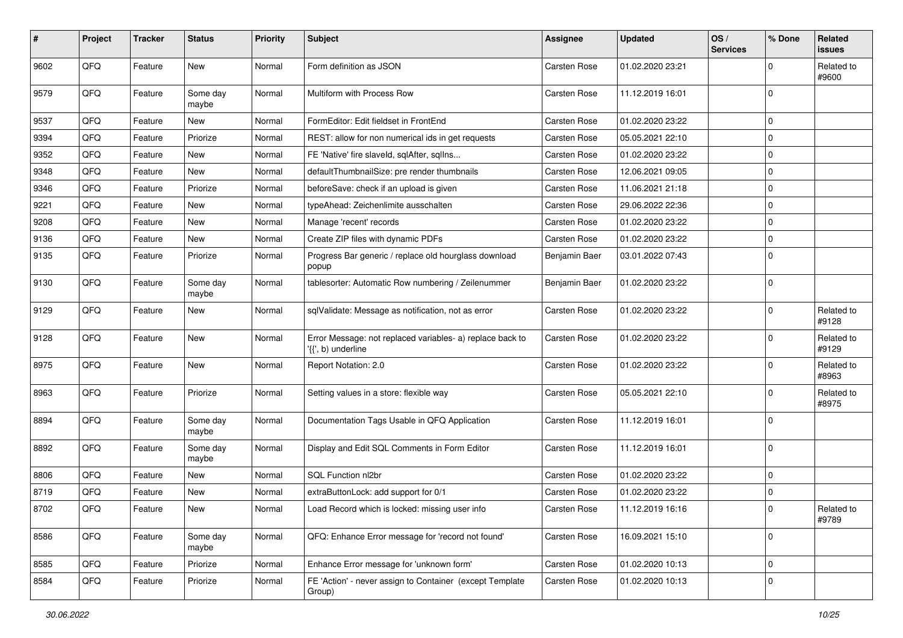| # | Project | Tracker | Status | Priority | Subject | Assignee | Updated | OS / Services | % Done | Related issues |
|---|---|---|---|---|---|---|---|---|---|---|
| 9602 | QFQ | Feature | New | Normal | Form definition as JSON | Carsten Rose | 01.02.2020 23:21 | | 0 | Related to #9600 |
| 9579 | QFQ | Feature | Some day maybe | Normal | Multiform with Process Row | Carsten Rose | 11.12.2019 16:01 | | 0 | |
| 9537 | QFQ | Feature | New | Normal | FormEditor: Edit fieldset in FrontEnd | Carsten Rose | 01.02.2020 23:22 | | 0 | |
| 9394 | QFQ | Feature | Priorize | Normal | REST: allow for non numerical ids in get requests | Carsten Rose | 05.05.2021 22:10 | | 0 | |
| 9352 | QFQ | Feature | New | Normal | FE 'Native' fire slaveId, sqlAfter, sqlIns... | Carsten Rose | 01.02.2020 23:22 | | 0 | |
| 9348 | QFQ | Feature | New | Normal | defaultThumbnailSize: pre render thumbnails | Carsten Rose | 12.06.2021 09:05 | | 0 | |
| 9346 | QFQ | Feature | Priorize | Normal | beforeSave: check if an upload is given | Carsten Rose | 11.06.2021 21:18 | | 0 | |
| 9221 | QFQ | Feature | New | Normal | typeAhead: Zeichenlimite ausschalten | Carsten Rose | 29.06.2022 22:36 | | 0 | |
| 9208 | QFQ | Feature | New | Normal | Manage 'recent' records | Carsten Rose | 01.02.2020 23:22 | | 0 | |
| 9136 | QFQ | Feature | New | Normal | Create ZIP files with dynamic PDFs | Carsten Rose | 01.02.2020 23:22 | | 0 | |
| 9135 | QFQ | Feature | Priorize | Normal | Progress Bar generic / replace old hourglass download popup | Benjamin Baer | 03.01.2022 07:43 | | 0 | |
| 9130 | QFQ | Feature | Some day maybe | Normal | tablesorter: Automatic Row numbering / Zeilenummer | Benjamin Baer | 01.02.2020 23:22 | | 0 | |
| 9129 | QFQ | Feature | New | Normal | sqlValidate: Message as notification, not as error | Carsten Rose | 01.02.2020 23:22 | | 0 | Related to #9128 |
| 9128 | QFQ | Feature | New | Normal | Error Message: not replaced variables- a) replace back to '{{', b) underline | Carsten Rose | 01.02.2020 23:22 | | 0 | Related to #9129 |
| 8975 | QFQ | Feature | New | Normal | Report Notation: 2.0 | Carsten Rose | 01.02.2020 23:22 | | 0 | Related to #8963 |
| 8963 | QFQ | Feature | Priorize | Normal | Setting values in a store: flexible way | Carsten Rose | 05.05.2021 22:10 | | 0 | Related to #8975 |
| 8894 | QFQ | Feature | Some day maybe | Normal | Documentation Tags Usable in QFQ Application | Carsten Rose | 11.12.2019 16:01 | | 0 | |
| 8892 | QFQ | Feature | Some day maybe | Normal | Display and Edit SQL Comments in Form Editor | Carsten Rose | 11.12.2019 16:01 | | 0 | |
| 8806 | QFQ | Feature | New | Normal | SQL Function nl2br | Carsten Rose | 01.02.2020 23:22 | | 0 | |
| 8719 | QFQ | Feature | New | Normal | extraButtonLock: add support for 0/1 | Carsten Rose | 01.02.2020 23:22 | | 0 | |
| 8702 | QFQ | Feature | New | Normal | Load Record which is locked: missing user info | Carsten Rose | 11.12.2019 16:16 | | 0 | Related to #9789 |
| 8586 | QFQ | Feature | Some day maybe | Normal | QFQ: Enhance Error message for 'record not found' | Carsten Rose | 16.09.2021 15:10 | | 0 | |
| 8585 | QFQ | Feature | Priorize | Normal | Enhance Error message for 'unknown form' | Carsten Rose | 01.02.2020 10:13 | | 0 | |
| 8584 | QFQ | Feature | Priorize | Normal | FE 'Action' - never assign to Container (except Template Group) | Carsten Rose | 01.02.2020 10:13 | | 0 | |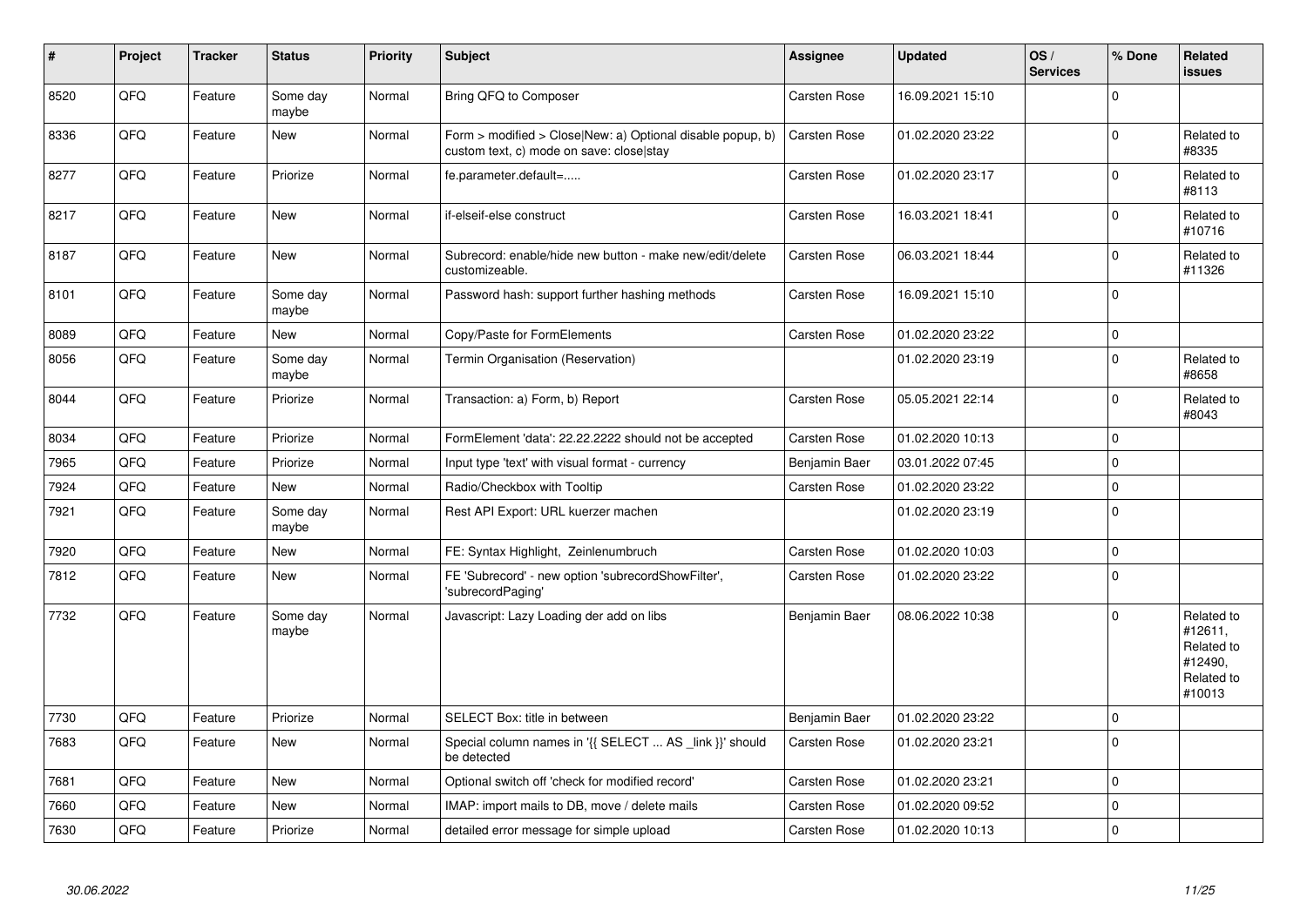| # | Project | Tracker | Status | Priority | Subject | Assignee | Updated | OS / Services | % Done | Related issues |
|---|---|---|---|---|---|---|---|---|---|---|
| 8520 | QFQ | Feature | Some day maybe | Normal | Bring QFQ to Composer | Carsten Rose | 16.09.2021 15:10 | | 0 | |
| 8336 | QFQ | Feature | New | Normal | Form > modified > Close\|New: a) Optional disable popup, b) custom text, c) mode on save: close\|stay | Carsten Rose | 01.02.2020 23:22 | | 0 | Related to #8335 |
| 8277 | QFQ | Feature | Priorize | Normal | fe.parameter.default=..... | Carsten Rose | 01.02.2020 23:17 | | 0 | Related to #8113 |
| 8217 | QFQ | Feature | New | Normal | if-elseif-else construct | Carsten Rose | 16.03.2021 18:41 | | 0 | Related to #10716 |
| 8187 | QFQ | Feature | New | Normal | Subrecord: enable/hide new button - make new/edit/delete customizeable. | Carsten Rose | 06.03.2021 18:44 | | 0 | Related to #11326 |
| 8101 | QFQ | Feature | Some day maybe | Normal | Password hash: support further hashing methods | Carsten Rose | 16.09.2021 15:10 | | 0 | |
| 8089 | QFQ | Feature | New | Normal | Copy/Paste for FormElements | Carsten Rose | 01.02.2020 23:22 | | 0 | |
| 8056 | QFQ | Feature | Some day maybe | Normal | Termin Organisation (Reservation) | | 01.02.2020 23:19 | | 0 | Related to #8658 |
| 8044 | QFQ | Feature | Priorize | Normal | Transaction: a) Form, b) Report | Carsten Rose | 05.05.2021 22:14 | | 0 | Related to #8043 |
| 8034 | QFQ | Feature | Priorize | Normal | FormElement 'data': 22.22.2222 should not be accepted | Carsten Rose | 01.02.2020 10:13 | | 0 | |
| 7965 | QFQ | Feature | Priorize | Normal | Input type 'text' with visual format - currency | Benjamin Baer | 03.01.2022 07:45 | | 0 | |
| 7924 | QFQ | Feature | New | Normal | Radio/Checkbox with Tooltip | Carsten Rose | 01.02.2020 23:22 | | 0 | |
| 7921 | QFQ | Feature | Some day maybe | Normal | Rest API Export: URL kuerzer machen | | 01.02.2020 23:19 | | 0 | |
| 7920 | QFQ | Feature | New | Normal | FE: Syntax Highlight, Zeinlenumbruch | Carsten Rose | 01.02.2020 10:03 | | 0 | |
| 7812 | QFQ | Feature | New | Normal | FE 'Subrecord' - new option 'subrecordShowFilter', 'subrecordPaging' | Carsten Rose | 01.02.2020 23:22 | | 0 | |
| 7732 | QFQ | Feature | Some day maybe | Normal | Javascript: Lazy Loading der add on libs | Benjamin Baer | 08.06.2022 10:38 | | 0 | Related to #12611, Related to #12490, Related to #10013 |
| 7730 | QFQ | Feature | Priorize | Normal | SELECT Box: title in between | Benjamin Baer | 01.02.2020 23:22 | | 0 | |
| 7683 | QFQ | Feature | New | Normal | Special column names in '{{ SELECT ... AS _link }}' should be detected | Carsten Rose | 01.02.2020 23:21 | | 0 | |
| 7681 | QFQ | Feature | New | Normal | Optional switch off 'check for modified record' | Carsten Rose | 01.02.2020 23:21 | | 0 | |
| 7660 | QFQ | Feature | New | Normal | IMAP: import mails to DB, move / delete mails | Carsten Rose | 01.02.2020 09:52 | | 0 | |
| 7630 | QFQ | Feature | Priorize | Normal | detailed error message for simple upload | Carsten Rose | 01.02.2020 10:13 | | 0 | |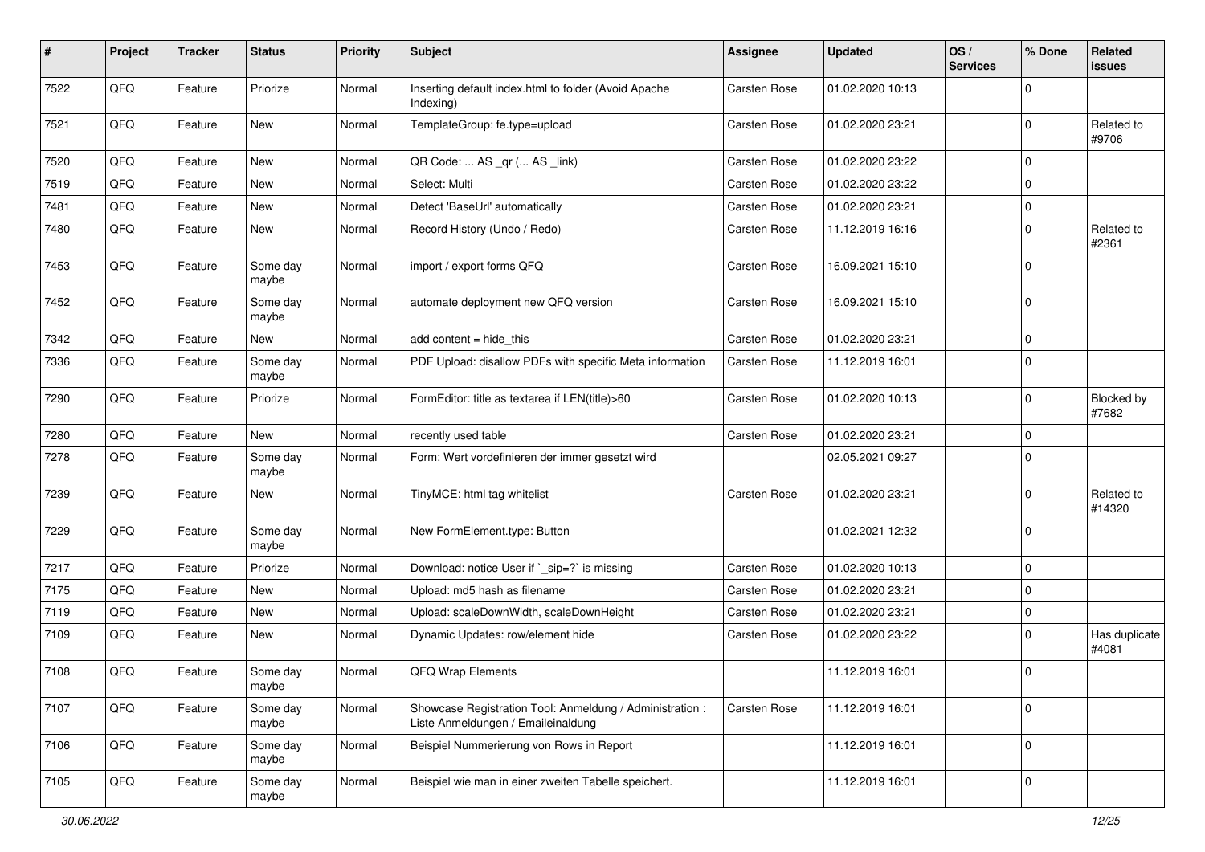| # | Project | Tracker | Status | Priority | Subject | Assignee | Updated | OS / Services | % Done | Related issues |
|---|---|---|---|---|---|---|---|---|---|---|
| 7522 | QFQ | Feature | Priorize | Normal | Inserting default index.html to folder (Avoid Apache Indexing) | Carsten Rose | 01.02.2020 10:13 | | 0 | |
| 7521 | QFQ | Feature | New | Normal | TemplateGroup: fe.type=upload | Carsten Rose | 01.02.2020 23:21 | | 0 | Related to #9706 |
| 7520 | QFQ | Feature | New | Normal | QR Code: ... AS _qr ( ... AS _link) | Carsten Rose | 01.02.2020 23:22 | | 0 | |
| 7519 | QFQ | Feature | New | Normal | Select: Multi | Carsten Rose | 01.02.2020 23:22 | | 0 | |
| 7481 | QFQ | Feature | New | Normal | Detect 'BaseUrl' automatically | Carsten Rose | 01.02.2020 23:21 | | 0 | |
| 7480 | QFQ | Feature | New | Normal | Record History (Undo / Redo) | Carsten Rose | 11.12.2019 16:16 | | 0 | Related to #2361 |
| 7453 | QFQ | Feature | Some day maybe | Normal | import / export forms QFQ | Carsten Rose | 16.09.2021 15:10 | | 0 | |
| 7452 | QFQ | Feature | Some day maybe | Normal | automate deployment new QFQ version | Carsten Rose | 16.09.2021 15:10 | | 0 | |
| 7342 | QFQ | Feature | New | Normal | add content = hide_this | Carsten Rose | 01.02.2020 23:21 | | 0 | |
| 7336 | QFQ | Feature | Some day maybe | Normal | PDF Upload: disallow PDFs with specific Meta information | Carsten Rose | 11.12.2019 16:01 | | 0 | |
| 7290 | QFQ | Feature | Priorize | Normal | FormEditor: title as textarea if LEN(title)>60 | Carsten Rose | 01.02.2020 10:13 | | 0 | Blocked by #7682 |
| 7280 | QFQ | Feature | New | Normal | recently used table | Carsten Rose | 01.02.2020 23:21 | | 0 | |
| 7278 | QFQ | Feature | Some day maybe | Normal | Form: Wert vordefinieren der immer gesetzt wird | | 02.05.2021 09:27 | | 0 | |
| 7239 | QFQ | Feature | New | Normal | TinyMCE: html tag whitelist | Carsten Rose | 01.02.2020 23:21 | | 0 | Related to #14320 |
| 7229 | QFQ | Feature | Some day maybe | Normal | New FormElement.type: Button | | 01.02.2021 12:32 | | 0 | |
| 7217 | QFQ | Feature | Priorize | Normal | Download: notice User if `_sip=?` is missing | Carsten Rose | 01.02.2020 10:13 | | 0 | |
| 7175 | QFQ | Feature | New | Normal | Upload: md5 hash as filename | Carsten Rose | 01.02.2020 23:21 | | 0 | |
| 7119 | QFQ | Feature | New | Normal | Upload: scaleDownWidth, scaleDownHeight | Carsten Rose | 01.02.2020 23:21 | | 0 | |
| 7109 | QFQ | Feature | New | Normal | Dynamic Updates: row/element hide | Carsten Rose | 01.02.2020 23:22 | | 0 | Has duplicate #4081 |
| 7108 | QFQ | Feature | Some day maybe | Normal | QFQ Wrap Elements | | 11.12.2019 16:01 | | 0 | |
| 7107 | QFQ | Feature | Some day maybe | Normal | Showcase Registration Tool: Anmeldung / Administration : Liste Anmeldungen / Emaileinaldung | Carsten Rose | 11.12.2019 16:01 | | 0 | |
| 7106 | QFQ | Feature | Some day maybe | Normal | Beispiel Nummerierung von Rows in Report | | 11.12.2019 16:01 | | 0 | |
| 7105 | QFQ | Feature | Some day maybe | Normal | Beispiel wie man in einer zweiten Tabelle speichert. | | 11.12.2019 16:01 | | 0 | |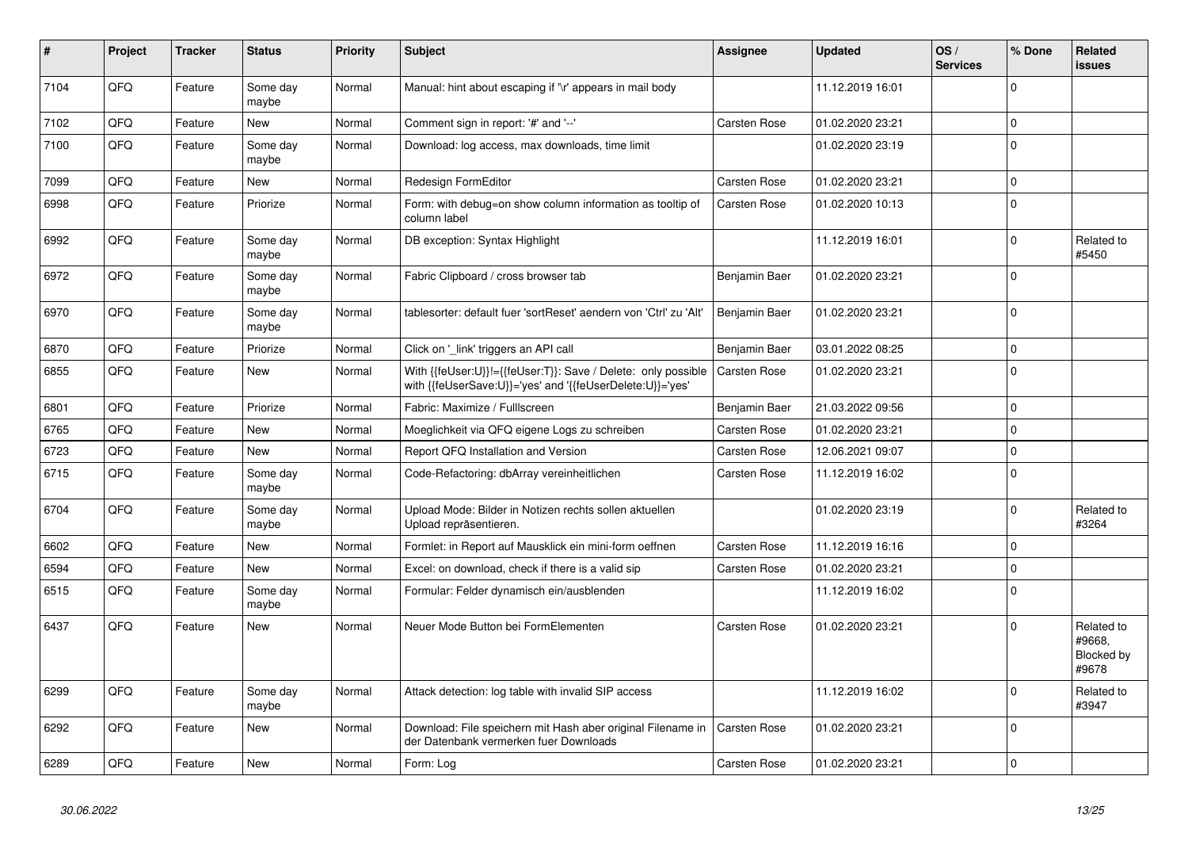| # | Project | Tracker | Status | Priority | Subject | Assignee | Updated | OS / Services | % Done | Related issues |
|---|---|---|---|---|---|---|---|---|---|---|
| 7104 | QFQ | Feature | Some day maybe | Normal | Manual: hint about escaping if '\r' appears in mail body | | 11.12.2019 16:01 | | 0 | |
| 7102 | QFQ | Feature | New | Normal | Comment sign in report: '#' and '--' | Carsten Rose | 01.02.2020 23:21 | | 0 | |
| 7100 | QFQ | Feature | Some day maybe | Normal | Download: log access, max downloads, time limit | | 01.02.2020 23:19 | | 0 | |
| 7099 | QFQ | Feature | New | Normal | Redesign FormEditor | Carsten Rose | 01.02.2020 23:21 | | 0 | |
| 6998 | QFQ | Feature | Priorize | Normal | Form: with debug=on show column information as tooltip of column label | Carsten Rose | 01.02.2020 10:13 | | 0 | |
| 6992 | QFQ | Feature | Some day maybe | Normal | DB exception: Syntax Highlight | | 11.12.2019 16:01 | | 0 | Related to #5450 |
| 6972 | QFQ | Feature | Some day maybe | Normal | Fabric Clipboard / cross browser tab | Benjamin Baer | 01.02.2020 23:21 | | 0 | |
| 6970 | QFQ | Feature | Some day maybe | Normal | tablesorter: default fuer 'sortReset' aendern von 'Ctrl' zu 'Alt' | Benjamin Baer | 01.02.2020 23:21 | | 0 | |
| 6870 | QFQ | Feature | Priorize | Normal | Click on '_link' triggers an API call | Benjamin Baer | 03.01.2022 08:25 | | 0 | |
| 6855 | QFQ | Feature | New | Normal | With {{feUser:U}}!={{feUser:T}}: Save / Delete: only possible with {{feUserSave:U}}='yes' and '{{feUserDelete:U}}='yes' | Carsten Rose | 01.02.2020 23:21 | | 0 | |
| 6801 | QFQ | Feature | Priorize | Normal | Fabric: Maximize / Fulllscreen | Benjamin Baer | 21.03.2022 09:56 | | 0 | |
| 6765 | QFQ | Feature | New | Normal | Moeglichkeit via QFQ eigene Logs zu schreiben | Carsten Rose | 01.02.2020 23:21 | | 0 | |
| 6723 | QFQ | Feature | New | Normal | Report QFQ Installation and Version | Carsten Rose | 12.06.2021 09:07 | | 0 | |
| 6715 | QFQ | Feature | Some day maybe | Normal | Code-Refactoring: dbArray vereinheitlichen | Carsten Rose | 11.12.2019 16:02 | | 0 | |
| 6704 | QFQ | Feature | Some day maybe | Normal | Upload Mode: Bilder in Notizen rechts sollen aktuellen Upload repräsentieren. | | 01.02.2020 23:19 | | 0 | Related to #3264 |
| 6602 | QFQ | Feature | New | Normal | Formlet: in Report auf Mausklick ein mini-form oeffnen | Carsten Rose | 11.12.2019 16:16 | | 0 | |
| 6594 | QFQ | Feature | New | Normal | Excel: on download, check if there is a valid sip | Carsten Rose | 01.02.2020 23:21 | | 0 | |
| 6515 | QFQ | Feature | Some day maybe | Normal | Formular: Felder dynamisch ein/ausblenden | | 11.12.2019 16:02 | | 0 | |
| 6437 | QFQ | Feature | New | Normal | Neuer Mode Button bei FormElementen | Carsten Rose | 01.02.2020 23:21 | | 0 | Related to #9668, Blocked by #9678 |
| 6299 | QFQ | Feature | Some day maybe | Normal | Attack detection: log table with invalid SIP access | | 11.12.2019 16:02 | | 0 | Related to #3947 |
| 6292 | QFQ | Feature | New | Normal | Download: File speichern mit Hash aber original Filename in der Datenbank vermerken fuer Downloads | Carsten Rose | 01.02.2020 23:21 | | 0 | |
| 6289 | QFQ | Feature | New | Normal | Form: Log | Carsten Rose | 01.02.2020 23:21 | | 0 | |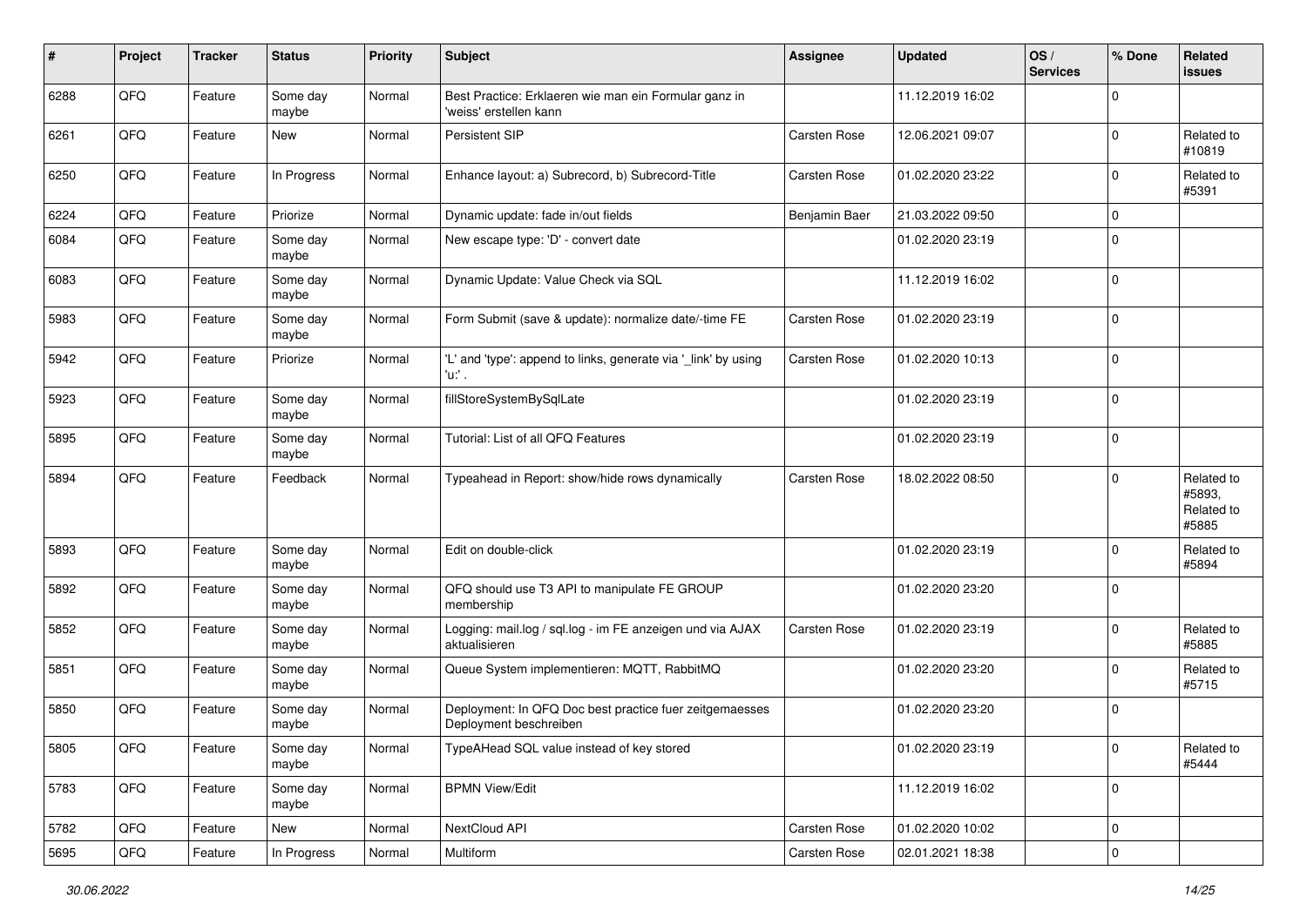| # | Project | Tracker | Status | Priority | Subject | Assignee | Updated | OS / Services | % Done | Related issues |
|---|---|---|---|---|---|---|---|---|---|---|
| 6288 | QFQ | Feature | Some day maybe | Normal | Best Practice: Erklaeren wie man ein Formular ganz in 'weiss' erstellen kann | | 11.12.2019 16:02 | | 0 | |
| 6261 | QFQ | Feature | New | Normal | Persistent SIP | Carsten Rose | 12.06.2021 09:07 | | 0 | Related to #10819 |
| 6250 | QFQ | Feature | In Progress | Normal | Enhance layout: a) Subrecord, b) Subrecord-Title | Carsten Rose | 01.02.2020 23:22 | | 0 | Related to #5391 |
| 6224 | QFQ | Feature | Priorize | Normal | Dynamic update: fade in/out fields | Benjamin Baer | 21.03.2022 09:50 | | 0 | |
| 6084 | QFQ | Feature | Some day maybe | Normal | New escape type: 'D' - convert date | | 01.02.2020 23:19 | | 0 | |
| 6083 | QFQ | Feature | Some day maybe | Normal | Dynamic Update: Value Check via SQL | | 11.12.2019 16:02 | | 0 | |
| 5983 | QFQ | Feature | Some day maybe | Normal | Form Submit (save & update): normalize date/-time FE | Carsten Rose | 01.02.2020 23:19 | | 0 | |
| 5942 | QFQ | Feature | Priorize | Normal | 'L' and 'type': append to links, generate via '_link' by using 'u:' . | Carsten Rose | 01.02.2020 10:13 | | 0 | |
| 5923 | QFQ | Feature | Some day maybe | Normal | fillStoreSystemBySqlLate | | 01.02.2020 23:19 | | 0 | |
| 5895 | QFQ | Feature | Some day maybe | Normal | Tutorial: List of all QFQ Features | | 01.02.2020 23:19 | | 0 | |
| 5894 | QFQ | Feature | Feedback | Normal | Typeahead in Report: show/hide rows dynamically | Carsten Rose | 18.02.2022 08:50 | | 0 | Related to #5893, Related to #5885 |
| 5893 | QFQ | Feature | Some day maybe | Normal | Edit on double-click | | 01.02.2020 23:19 | | 0 | Related to #5894 |
| 5892 | QFQ | Feature | Some day maybe | Normal | QFQ should use T3 API to manipulate FE GROUP membership | | 01.02.2020 23:20 | | 0 | |
| 5852 | QFQ | Feature | Some day maybe | Normal | Logging: mail.log / sql.log - im FE anzeigen und via AJAX aktualisieren | Carsten Rose | 01.02.2020 23:19 | | 0 | Related to #5885 |
| 5851 | QFQ | Feature | Some day maybe | Normal | Queue System implementieren: MQTT, RabbitMQ | | 01.02.2020 23:20 | | 0 | Related to #5715 |
| 5850 | QFQ | Feature | Some day maybe | Normal | Deployment: In QFQ Doc best practice fuer zeitgemaesses Deployment beschreiben | | 01.02.2020 23:20 | | 0 | |
| 5805 | QFQ | Feature | Some day maybe | Normal | TypeAHead SQL value instead of key stored | | 01.02.2020 23:19 | | 0 | Related to #5444 |
| 5783 | QFQ | Feature | Some day maybe | Normal | BPMN View/Edit | | 11.12.2019 16:02 | | 0 | |
| 5782 | QFQ | Feature | New | Normal | NextCloud API | Carsten Rose | 01.02.2020 10:02 | | 0 | |
| 5695 | QFQ | Feature | In Progress | Normal | Multiform | Carsten Rose | 02.01.2021 18:38 | | 0 | |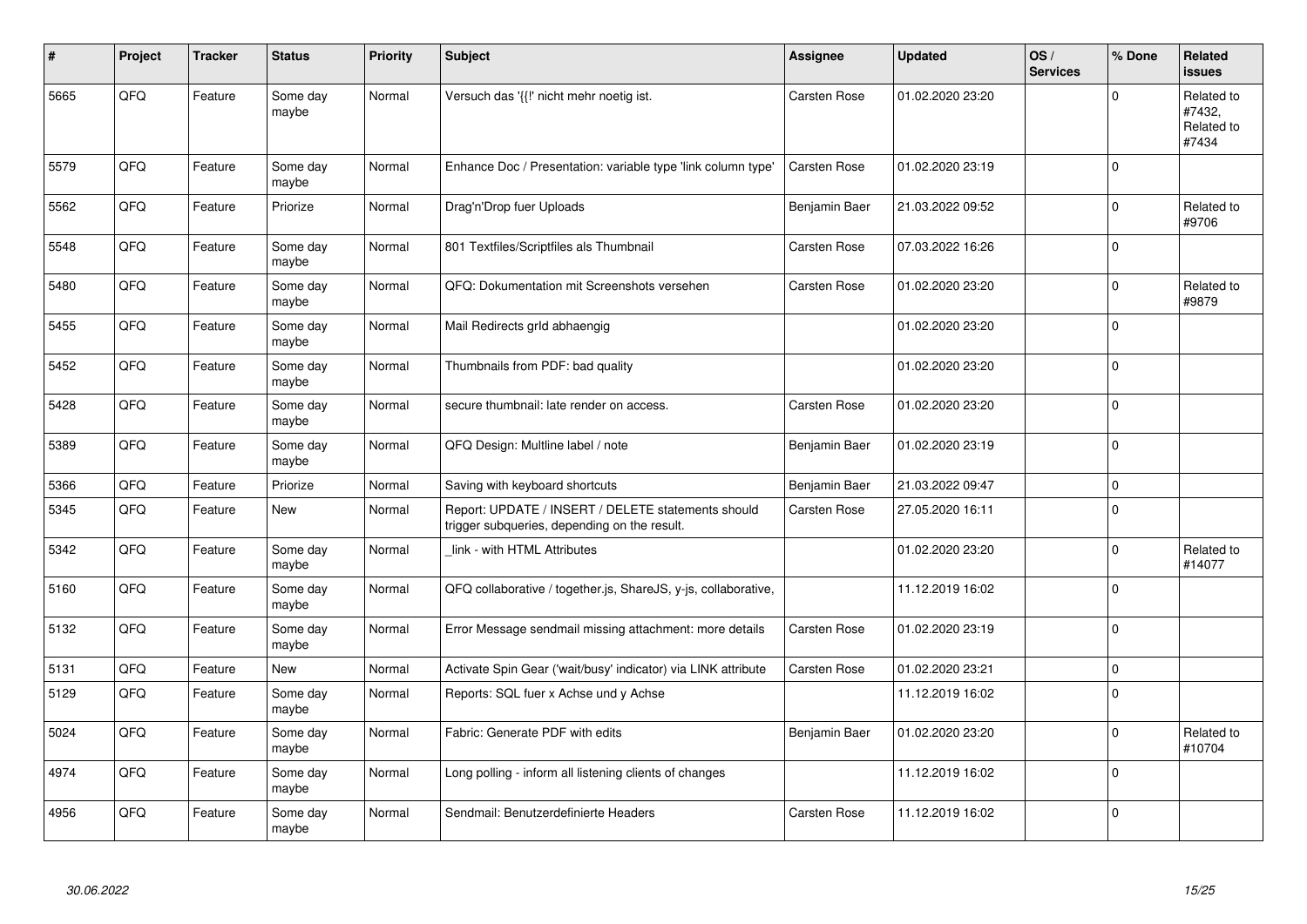| # | Project | Tracker | Status | Priority | Subject | Assignee | Updated | OS / Services | % Done | Related issues |
|---|---|---|---|---|---|---|---|---|---|---|
| 5665 | QFQ | Feature | Some day maybe | Normal | Versuch das '{{!' nicht mehr noetig ist. | Carsten Rose | 01.02.2020 23:20 | | 0 | Related to #7432, Related to #7434 |
| 5579 | QFQ | Feature | Some day maybe | Normal | Enhance Doc / Presentation: variable type 'link column type' | Carsten Rose | 01.02.2020 23:19 | | 0 | |
| 5562 | QFQ | Feature | Priorize | Normal | Drag'n'Drop fuer Uploads | Benjamin Baer | 21.03.2022 09:52 | | 0 | Related to #9706 |
| 5548 | QFQ | Feature | Some day maybe | Normal | 801 Textfiles/Scriptfiles als Thumbnail | Carsten Rose | 07.03.2022 16:26 | | 0 | |
| 5480 | QFQ | Feature | Some day maybe | Normal | QFQ: Dokumentation mit Screenshots versehen | Carsten Rose | 01.02.2020 23:20 | | 0 | Related to #9879 |
| 5455 | QFQ | Feature | Some day maybe | Normal | Mail Redirects grId abhaengig | | 01.02.2020 23:20 | | 0 | |
| 5452 | QFQ | Feature | Some day maybe | Normal | Thumbnails from PDF: bad quality | | 01.02.2020 23:20 | | 0 | |
| 5428 | QFQ | Feature | Some day maybe | Normal | secure thumbnail: late render on access. | Carsten Rose | 01.02.2020 23:20 | | 0 | |
| 5389 | QFQ | Feature | Some day maybe | Normal | QFQ Design: Multline label / note | Benjamin Baer | 01.02.2020 23:19 | | 0 | |
| 5366 | QFQ | Feature | Priorize | Normal | Saving with keyboard shortcuts | Benjamin Baer | 21.03.2022 09:47 | | 0 | |
| 5345 | QFQ | Feature | New | Normal | Report: UPDATE / INSERT / DELETE statements should trigger subqueries, depending on the result. | Carsten Rose | 27.05.2020 16:11 | | 0 | |
| 5342 | QFQ | Feature | Some day maybe | Normal | _link - with HTML Attributes | | 01.02.2020 23:20 | | 0 | Related to #14077 |
| 5160 | QFQ | Feature | Some day maybe | Normal | QFQ collaborative / together.js, ShareJS, y-js, collaborative, | | 11.12.2019 16:02 | | 0 | |
| 5132 | QFQ | Feature | Some day maybe | Normal | Error Message sendmail missing attachment: more details | Carsten Rose | 01.02.2020 23:19 | | 0 | |
| 5131 | QFQ | Feature | New | Normal | Activate Spin Gear ('wait/busy' indicator) via LINK attribute | Carsten Rose | 01.02.2020 23:21 | | 0 | |
| 5129 | QFQ | Feature | Some day maybe | Normal | Reports: SQL fuer x Achse und y Achse | | 11.12.2019 16:02 | | 0 | |
| 5024 | QFQ | Feature | Some day maybe | Normal | Fabric: Generate PDF with edits | Benjamin Baer | 01.02.2020 23:20 | | 0 | Related to #10704 |
| 4974 | QFQ | Feature | Some day maybe | Normal | Long polling - inform all listening clients of changes | | 11.12.2019 16:02 | | 0 | |
| 4956 | QFQ | Feature | Some day maybe | Normal | Sendmail: Benutzerdefinierte Headers | Carsten Rose | 11.12.2019 16:02 | | 0 | |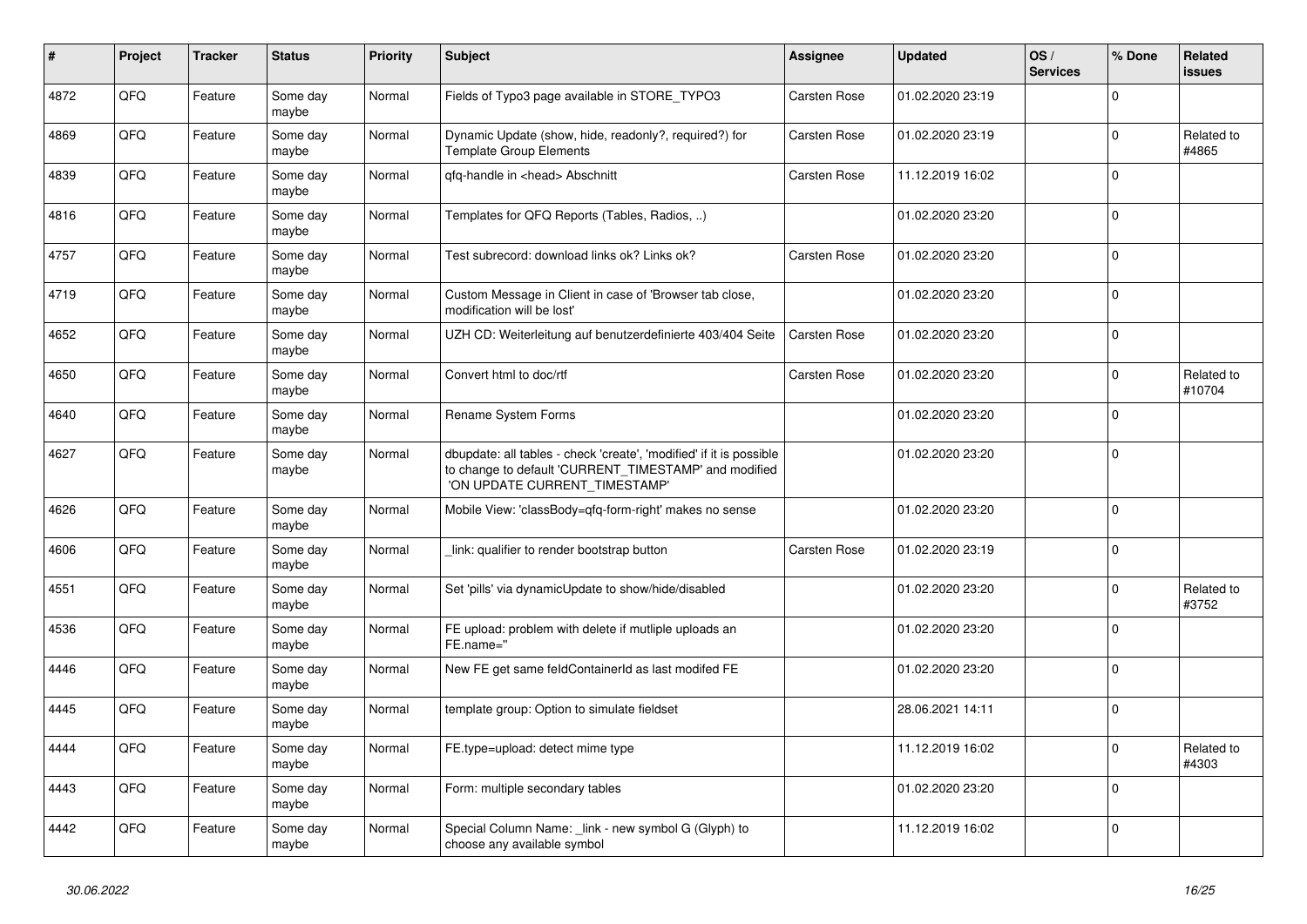| # | Project | Tracker | Status | Priority | Subject | Assignee | Updated | OS / Services | % Done | Related issues |
|---|---|---|---|---|---|---|---|---|---|---|
| 4872 | QFQ | Feature | Some day maybe | Normal | Fields of Typo3 page available in STORE_TYPO3 | Carsten Rose | 01.02.2020 23:19 | | 0 | |
| 4869 | QFQ | Feature | Some day maybe | Normal | Dynamic Update (show, hide, readonly?, required?) for Template Group Elements | Carsten Rose | 01.02.2020 23:19 | | 0 | Related to #4865 |
| 4839 | QFQ | Feature | Some day maybe | Normal | qfq-handle in <head> Abschnitt | Carsten Rose | 11.12.2019 16:02 | | 0 | |
| 4816 | QFQ | Feature | Some day maybe | Normal | Templates for QFQ Reports (Tables, Radios, ..) | | 01.02.2020 23:20 | | 0 | |
| 4757 | QFQ | Feature | Some day maybe | Normal | Test subrecord: download links ok? Links ok? | Carsten Rose | 01.02.2020 23:20 | | 0 | |
| 4719 | QFQ | Feature | Some day maybe | Normal | Custom Message in Client in case of 'Browser tab close, modification will be lost' | | 01.02.2020 23:20 | | 0 | |
| 4652 | QFQ | Feature | Some day maybe | Normal | UZH CD: Weiterleitung auf benutzerdefinierte 403/404 Seite | Carsten Rose | 01.02.2020 23:20 | | 0 | |
| 4650 | QFQ | Feature | Some day maybe | Normal | Convert html to doc/rtf | Carsten Rose | 01.02.2020 23:20 | | 0 | Related to #10704 |
| 4640 | QFQ | Feature | Some day maybe | Normal | Rename System Forms | | 01.02.2020 23:20 | | 0 | |
| 4627 | QFQ | Feature | Some day maybe | Normal | dbupdate: all tables - check 'create', 'modified' if it is possible to change to default 'CURRENT_TIMESTAMP' and modified 'ON UPDATE CURRENT_TIMESTAMP' | | 01.02.2020 23:20 | | 0 | |
| 4626 | QFQ | Feature | Some day maybe | Normal | Mobile View: 'classBody=qfq-form-right' makes no sense | | 01.02.2020 23:20 | | 0 | |
| 4606 | QFQ | Feature | Some day maybe | Normal | _link: qualifier to render bootstrap button | Carsten Rose | 01.02.2020 23:19 | | 0 | |
| 4551 | QFQ | Feature | Some day maybe | Normal | Set 'pills' via dynamicUpdate to show/hide/disabled | | 01.02.2020 23:20 | | 0 | Related to #3752 |
| 4536 | QFQ | Feature | Some day maybe | Normal | FE upload: problem with delete if mutliple uploads an FE.name='' | | 01.02.2020 23:20 | | 0 | |
| 4446 | QFQ | Feature | Some day maybe | Normal | New FE get same feldContainerId as last modifed FE | | 01.02.2020 23:20 | | 0 | |
| 4445 | QFQ | Feature | Some day maybe | Normal | template group: Option to simulate fieldset | | 28.06.2021 14:11 | | 0 | |
| 4444 | QFQ | Feature | Some day maybe | Normal | FE.type=upload: detect mime type | | 11.12.2019 16:02 | | 0 | Related to #4303 |
| 4443 | QFQ | Feature | Some day maybe | Normal | Form: multiple secondary tables | | 01.02.2020 23:20 | | 0 | |
| 4442 | QFQ | Feature | Some day maybe | Normal | Special Column Name: _link - new symbol G (Glyph) to choose any available symbol | | 11.12.2019 16:02 | | 0 | |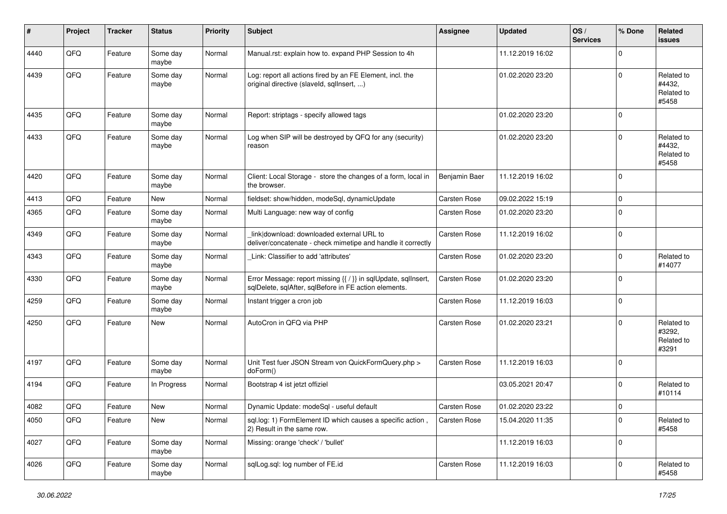| # | Project | Tracker | Status | Priority | Subject | Assignee | Updated | OS / Services | % Done | Related issues |
|---|---|---|---|---|---|---|---|---|---|---|
| 4440 | QFQ | Feature | Some day maybe | Normal | Manual.rst: explain how to. expand PHP Session to 4h | | 11.12.2019 16:02 | | 0 | |
| 4439 | QFQ | Feature | Some day maybe | Normal | Log: report all actions fired by an FE Element, incl. the original directive (slaveId, sqlInsert, ...) | | 01.02.2020 23:20 | | 0 | Related to #4432, Related to #5458 |
| 4435 | QFQ | Feature | Some day maybe | Normal | Report: striptags - specify allowed tags | | 01.02.2020 23:20 | | 0 | |
| 4433 | QFQ | Feature | Some day maybe | Normal | Log when SIP will be destroyed by QFQ for any (security) reason | | 01.02.2020 23:20 | | 0 | Related to #4432, Related to #5458 |
| 4420 | QFQ | Feature | Some day maybe | Normal | Client: Local Storage - store the changes of a form, local in the browser. | Benjamin Baer | 11.12.2019 16:02 | | 0 | |
| 4413 | QFQ | Feature | New | Normal | fieldset: show/hidden, modeSql, dynamicUpdate | Carsten Rose | 09.02.2022 15:19 | | 0 | |
| 4365 | QFQ | Feature | Some day maybe | Normal | Multi Language: new way of config | Carsten Rose | 01.02.2020 23:20 | | 0 | |
| 4349 | QFQ | Feature | Some day maybe | Normal | _link\|download: downloaded external URL to deliver/concatenate - check mimetipe and handle it correctly | Carsten Rose | 11.12.2019 16:02 | | 0 | |
| 4343 | QFQ | Feature | Some day maybe | Normal | _Link: Classifier to add 'attributes' | Carsten Rose | 01.02.2020 23:20 | | 0 | Related to #14077 |
| 4330 | QFQ | Feature | Some day maybe | Normal | Error Message: report missing {{ / }} in sqlUpdate, sqlInsert, sqlDelete, sqlAfter, sqlBefore in FE action elements. | Carsten Rose | 01.02.2020 23:20 | | 0 | |
| 4259 | QFQ | Feature | Some day maybe | Normal | Instant trigger a cron job | Carsten Rose | 11.12.2019 16:03 | | 0 | |
| 4250 | QFQ | Feature | New | Normal | AutoCron in QFQ via PHP | Carsten Rose | 01.02.2020 23:21 | | 0 | Related to #3292, Related to #3291 |
| 4197 | QFQ | Feature | Some day maybe | Normal | Unit Test fuer JSON Stream von QuickFormQuery.php > doForm() | Carsten Rose | 11.12.2019 16:03 | | 0 | |
| 4194 | QFQ | Feature | In Progress | Normal | Bootstrap 4 ist jetzt offiziel | | 03.05.2021 20:47 | | 0 | Related to #10114 |
| 4082 | QFQ | Feature | New | Normal | Dynamic Update: modeSql - useful default | Carsten Rose | 01.02.2020 23:22 | | 0 | |
| 4050 | QFQ | Feature | New | Normal | sql.log: 1) FormElement ID which causes a specific action , 2) Result in the same row. | Carsten Rose | 15.04.2020 11:35 | | 0 | Related to #5458 |
| 4027 | QFQ | Feature | Some day maybe | Normal | Missing: orange 'check' / 'bullet' | | 11.12.2019 16:03 | | 0 | |
| 4026 | QFQ | Feature | Some day maybe | Normal | sqlLog.sql: log number of FE.id | Carsten Rose | 11.12.2019 16:03 | | 0 | Related to #5458 |

*30.06.2022*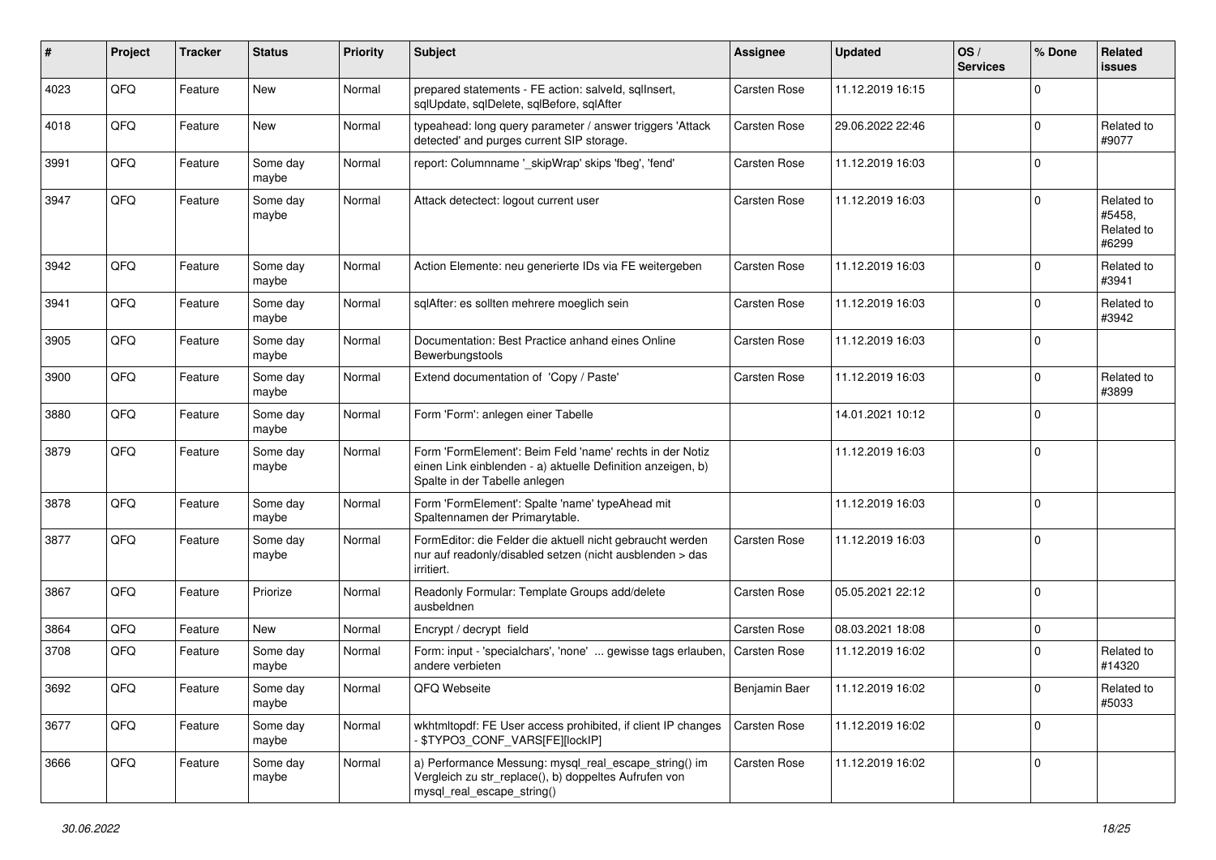| # | Project | Tracker | Status | Priority | Subject | Assignee | Updated | OS / Services | % Done | Related issues |
|---|---|---|---|---|---|---|---|---|---|---|
| 4023 | QFQ | Feature | New | Normal | prepared statements - FE action: salveld, sqlInsert, sqlUpdate, sqlDelete, sqlBefore, sqlAfter | Carsten Rose | 11.12.2019 16:15 | | 0 | |
| 4018 | QFQ | Feature | New | Normal | typeahead: long query parameter / answer triggers 'Attack detected' and purges current SIP storage. | Carsten Rose | 29.06.2022 22:46 | | 0 | Related to #9077 |
| 3991 | QFQ | Feature | Some day maybe | Normal | report: Columnname '_skipWrap' skips 'fbeg', 'fend' | Carsten Rose | 11.12.2019 16:03 | | 0 | |
| 3947 | QFQ | Feature | Some day maybe | Normal | Attack detectect: logout current user | Carsten Rose | 11.12.2019 16:03 | | 0 | Related to #5458, Related to #6299 |
| 3942 | QFQ | Feature | Some day maybe | Normal | Action Elemente: neu generierte IDs via FE weitergeben | Carsten Rose | 11.12.2019 16:03 | | 0 | Related to #3941 |
| 3941 | QFQ | Feature | Some day maybe | Normal | sqlAfter: es sollten mehrere moeglich sein | Carsten Rose | 11.12.2019 16:03 | | 0 | Related to #3942 |
| 3905 | QFQ | Feature | Some day maybe | Normal | Documentation: Best Practice anhand eines Online Bewerbungstools | Carsten Rose | 11.12.2019 16:03 | | 0 | |
| 3900 | QFQ | Feature | Some day maybe | Normal | Extend documentation of 'Copy / Paste' | Carsten Rose | 11.12.2019 16:03 | | 0 | Related to #3899 |
| 3880 | QFQ | Feature | Some day maybe | Normal | Form 'Form': anlegen einer Tabelle | | 14.01.2021 10:12 | | 0 | |
| 3879 | QFQ | Feature | Some day maybe | Normal | Form 'FormElement': Beim Feld 'name' rechts in der Notiz einen Link einblenden - a) aktuelle Definition anzeigen, b) Spalte in der Tabelle anlegen | | 11.12.2019 16:03 | | 0 | |
| 3878 | QFQ | Feature | Some day maybe | Normal | Form 'FormElement': Spalte 'name' typeAhead mit Spaltennamen der Primarytable. | | 11.12.2019 16:03 | | 0 | |
| 3877 | QFQ | Feature | Some day maybe | Normal | FormEditor: die Felder die aktuell nicht gebraucht werden nur auf readonly/disabled setzen (nicht ausblenden > das irritiert. | Carsten Rose | 11.12.2019 16:03 | | 0 | |
| 3867 | QFQ | Feature | Priorize | Normal | Readonly Formular: Template Groups add/delete ausbeldnen | Carsten Rose | 05.05.2021 22:12 | | 0 | |
| 3864 | QFQ | Feature | New | Normal | Encrypt / decrypt field | Carsten Rose | 08.03.2021 18:08 | | 0 | |
| 3708 | QFQ | Feature | Some day maybe | Normal | Form: input - 'specialchars', 'none' ... gewisse tags erlauben, andere verbieten | Carsten Rose | 11.12.2019 16:02 | | 0 | Related to #14320 |
| 3692 | QFQ | Feature | Some day maybe | Normal | QFQ Webseite | Benjamin Baer | 11.12.2019 16:02 | | 0 | Related to #5033 |
| 3677 | QFQ | Feature | Some day maybe | Normal | wkhtmltopdf: FE User access prohibited, if client IP changes - $TYPO3_CONF_VARS[FE][lockIP] | Carsten Rose | 11.12.2019 16:02 | | 0 | |
| 3666 | QFQ | Feature | Some day maybe | Normal | a) Performance Messung: mysql_real_escape_string() im Vergleich zu str_replace(), b) doppeltes Aufrufen von mysql_real_escape_string() | Carsten Rose | 11.12.2019 16:02 | | 0 | |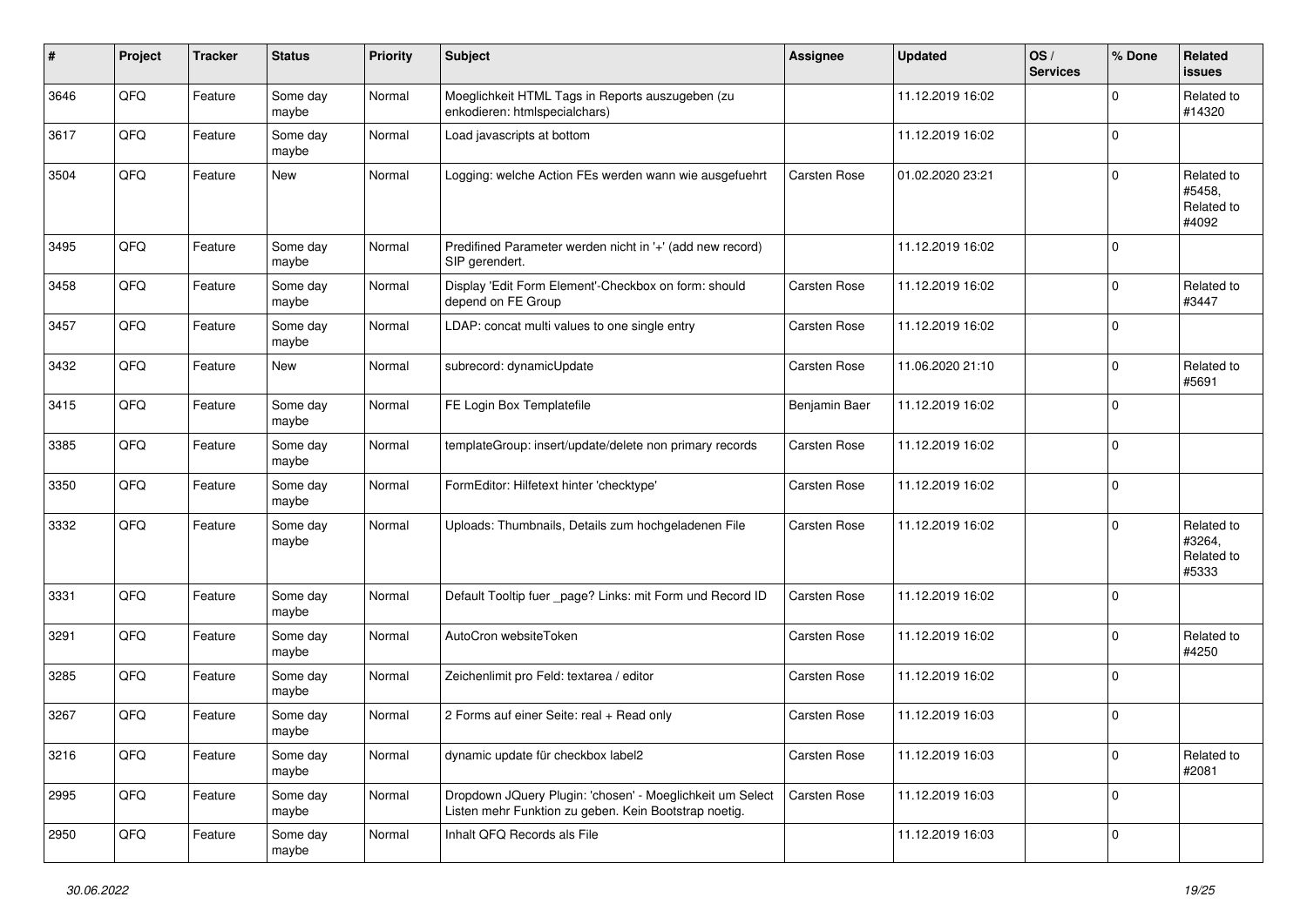| # | Project | Tracker | Status | Priority | Subject | Assignee | Updated | OS / Services | % Done | Related issues |
|---|---|---|---|---|---|---|---|---|---|---|
| 3646 | QFQ | Feature | Some day maybe | Normal | Moeglichkeit HTML Tags in Reports auszugeben (zu enkodieren: htmlspecialchars) | | 11.12.2019 16:02 | | 0 | Related to #14320 |
| 3617 | QFQ | Feature | Some day maybe | Normal | Load javascripts at bottom | | 11.12.2019 16:02 | | 0 | |
| 3504 | QFQ | Feature | New | Normal | Logging: welche Action FEs werden wann wie ausgefuehrt | Carsten Rose | 01.02.2020 23:21 | | 0 | Related to #5458, Related to #4092 |
| 3495 | QFQ | Feature | Some day maybe | Normal | Predifined Parameter werden nicht in '+' (add new record) SIP gerendert. | | 11.12.2019 16:02 | | 0 | |
| 3458 | QFQ | Feature | Some day maybe | Normal | Display 'Edit Form Element'-Checkbox on form: should depend on FE Group | Carsten Rose | 11.12.2019 16:02 | | 0 | Related to #3447 |
| 3457 | QFQ | Feature | Some day maybe | Normal | LDAP: concat multi values to one single entry | Carsten Rose | 11.12.2019 16:02 | | 0 | |
| 3432 | QFQ | Feature | New | Normal | subrecord: dynamicUpdate | Carsten Rose | 11.06.2020 21:10 | | 0 | Related to #5691 |
| 3415 | QFQ | Feature | Some day maybe | Normal | FE Login Box Templatefile | Benjamin Baer | 11.12.2019 16:02 | | 0 | |
| 3385 | QFQ | Feature | Some day maybe | Normal | templateGroup: insert/update/delete non primary records | Carsten Rose | 11.12.2019 16:02 | | 0 | |
| 3350 | QFQ | Feature | Some day maybe | Normal | FormEditor: Hilfetext hinter 'checktype' | Carsten Rose | 11.12.2019 16:02 | | 0 | |
| 3332 | QFQ | Feature | Some day maybe | Normal | Uploads: Thumbnails, Details zum hochgeladenen File | Carsten Rose | 11.12.2019 16:02 | | 0 | Related to #3264, Related to #5333 |
| 3331 | QFQ | Feature | Some day maybe | Normal | Default Tooltip fuer _page? Links: mit Form und Record ID | Carsten Rose | 11.12.2019 16:02 | | 0 | |
| 3291 | QFQ | Feature | Some day maybe | Normal | AutoCron websiteToken | Carsten Rose | 11.12.2019 16:02 | | 0 | Related to #4250 |
| 3285 | QFQ | Feature | Some day maybe | Normal | Zeichenlimit pro Feld: textarea / editor | Carsten Rose | 11.12.2019 16:02 | | 0 | |
| 3267 | QFQ | Feature | Some day maybe | Normal | 2 Forms auf einer Seite: real + Read only | Carsten Rose | 11.12.2019 16:03 | | 0 | |
| 3216 | QFQ | Feature | Some day maybe | Normal | dynamic update für checkbox label2 | Carsten Rose | 11.12.2019 16:03 | | 0 | Related to #2081 |
| 2995 | QFQ | Feature | Some day maybe | Normal | Dropdown JQuery Plugin: 'chosen' - Moeglichkeit um Select Listen mehr Funktion zu geben. Kein Bootstrap noetig. | Carsten Rose | 11.12.2019 16:03 | | 0 | |
| 2950 | QFQ | Feature | Some day maybe | Normal | Inhalt QFQ Records als File | | 11.12.2019 16:03 | | 0 | |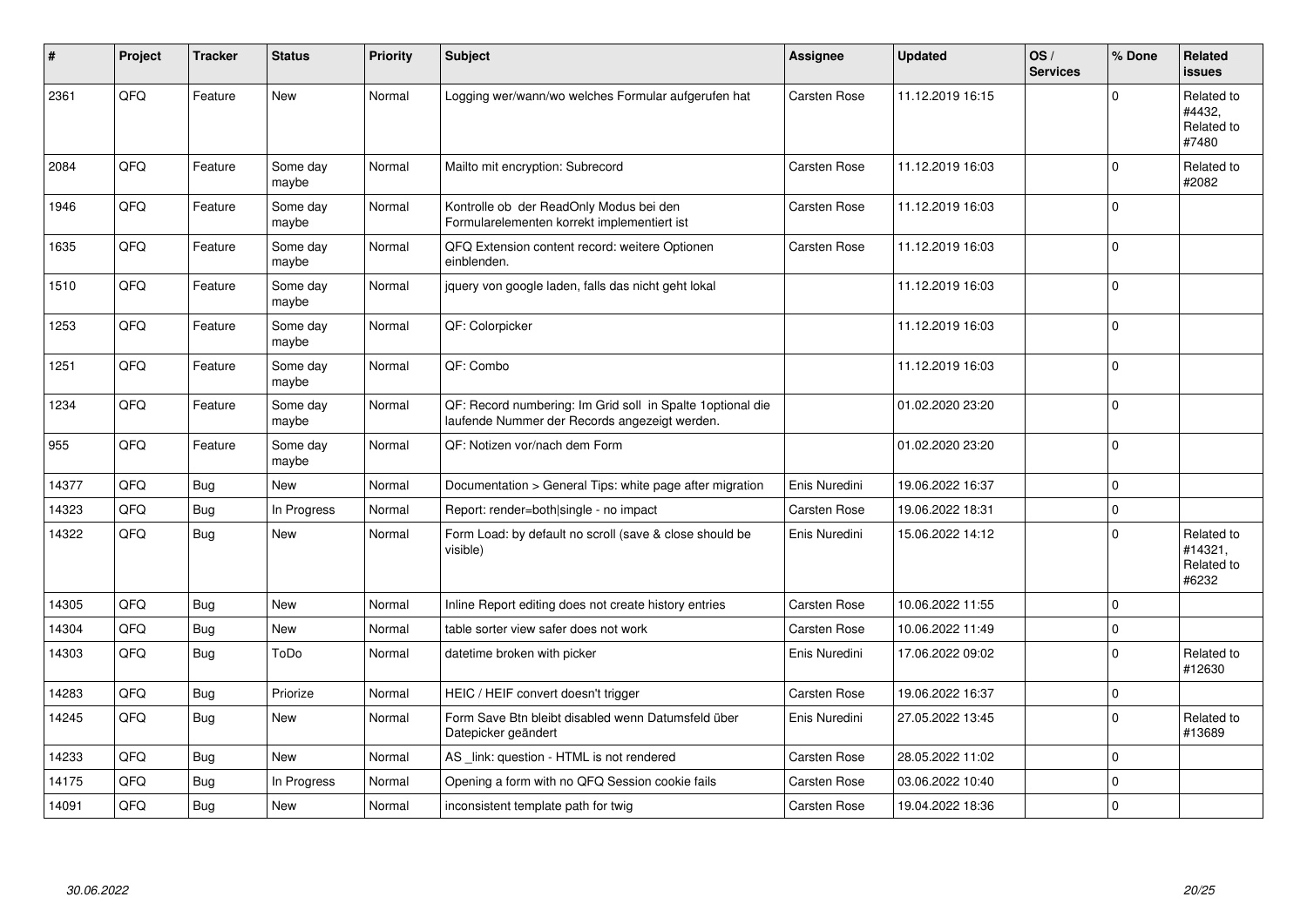| # | Project | Tracker | Status | Priority | Subject | Assignee | Updated | OS / Services | % Done | Related issues |
|---|---|---|---|---|---|---|---|---|---|---|
| 2361 | QFQ | Feature | New | Normal | Logging wer/wann/wo welches Formular aufgerufen hat | Carsten Rose | 11.12.2019 16:15 | | 0 | Related to #4432, Related to #7480 |
| 2084 | QFQ | Feature | Some day maybe | Normal | Mailto mit encryption: Subrecord | Carsten Rose | 11.12.2019 16:03 | | 0 | Related to #2082 |
| 1946 | QFQ | Feature | Some day maybe | Normal | Kontrolle ob der ReadOnly Modus bei den Formularelementen korrekt implementiert ist | Carsten Rose | 11.12.2019 16:03 | | 0 | |
| 1635 | QFQ | Feature | Some day maybe | Normal | QFQ Extension content record: weitere Optionen einblenden. | Carsten Rose | 11.12.2019 16:03 | | 0 | |
| 1510 | QFQ | Feature | Some day maybe | Normal | jquery von google laden, falls das nicht geht lokal | | 11.12.2019 16:03 | | 0 | |
| 1253 | QFQ | Feature | Some day maybe | Normal | QF: Colorpicker | | 11.12.2019 16:03 | | 0 | |
| 1251 | QFQ | Feature | Some day maybe | Normal | QF: Combo | | 11.12.2019 16:03 | | 0 | |
| 1234 | QFQ | Feature | Some day maybe | Normal | QF: Record numbering: Im Grid soll in Spalte 1optional die laufende Nummer der Records angezeigt werden. | | 01.02.2020 23:20 | | 0 | |
| 955 | QFQ | Feature | Some day maybe | Normal | QF: Notizen vor/nach dem Form | | 01.02.2020 23:20 | | 0 | |
| 14377 | QFQ | Bug | New | Normal | Documentation > General Tips: white page after migration | Enis Nuredini | 19.06.2022 16:37 | | 0 | |
| 14323 | QFQ | Bug | In Progress | Normal | Report: render=both\|single - no impact | Carsten Rose | 19.06.2022 18:31 | | 0 | |
| 14322 | QFQ | Bug | New | Normal | Form Load: by default no scroll (save & close should be visible) | Enis Nuredini | 15.06.2022 14:12 | | 0 | Related to #14321, Related to #6232 |
| 14305 | QFQ | Bug | New | Normal | Inline Report editing does not create history entries | Carsten Rose | 10.06.2022 11:55 | | 0 | |
| 14304 | QFQ | Bug | New | Normal | table sorter view safer does not work | Carsten Rose | 10.06.2022 11:49 | | 0 | |
| 14303 | QFQ | Bug | ToDo | Normal | datetime broken with picker | Enis Nuredini | 17.06.2022 09:02 | | 0 | Related to #12630 |
| 14283 | QFQ | Bug | Priorize | Normal | HEIC / HEIF convert doesn't trigger | Carsten Rose | 19.06.2022 16:37 | | 0 | |
| 14245 | QFQ | Bug | New | Normal | Form Save Btn bleibt disabled wenn Datumsfeld über Datepicker geändert | Enis Nuredini | 27.05.2022 13:45 | | 0 | Related to #13689 |
| 14233 | QFQ | Bug | New | Normal | AS _link: question - HTML is not rendered | Carsten Rose | 28.05.2022 11:02 | | 0 | |
| 14175 | QFQ | Bug | In Progress | Normal | Opening a form with no QFQ Session cookie fails | Carsten Rose | 03.06.2022 10:40 | | 0 | |
| 14091 | QFQ | Bug | New | Normal | inconsistent template path for twig | Carsten Rose | 19.04.2022 18:36 | | 0 | |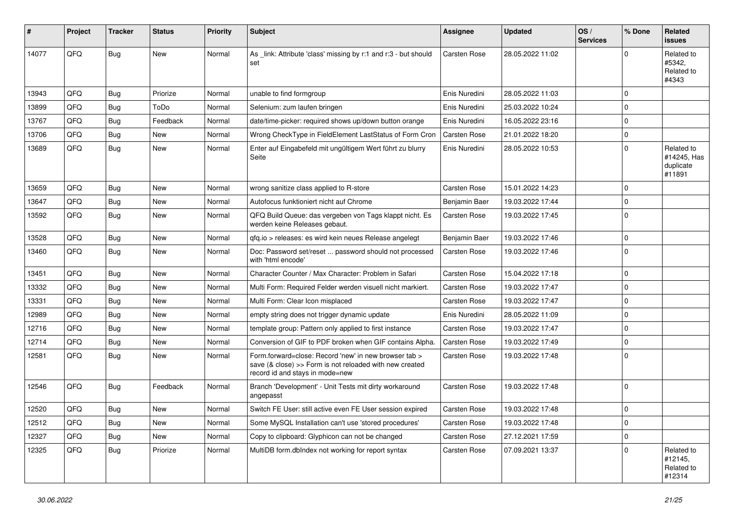| # | Project | Tracker | Status | Priority | Subject | Assignee | Updated | OS / Services | % Done | Related issues |
|---|---|---|---|---|---|---|---|---|---|---|
| 14077 | QFQ | Bug | New | Normal | As _link: Attribute 'class' missing by r:1 and r:3 - but should set | Carsten Rose | 28.05.2022 11:02 | | 0 | Related to #5342, Related to #4343 |
| 13943 | QFQ | Bug | Priorize | Normal | unable to find formgroup | Enis Nuredini | 28.05.2022 11:03 | | 0 | |
| 13899 | QFQ | Bug | ToDo | Normal | Selenium: zum laufen bringen | Enis Nuredini | 25.03.2022 10:24 | | 0 | |
| 13767 | QFQ | Bug | Feedback | Normal | date/time-picker: required shows up/down button orange | Enis Nuredini | 16.05.2022 23:16 | | 0 | |
| 13706 | QFQ | Bug | New | Normal | Wrong CheckType in FieldElement LastStatus of Form Cron | Carsten Rose | 21.01.2022 18:20 | | 0 | |
| 13689 | QFQ | Bug | New | Normal | Enter auf Eingabefeld mit ungültigem Wert führt zu blurry Seite | Enis Nuredini | 28.05.2022 10:53 | | 0 | Related to #14245, Has duplicate #11891 |
| 13659 | QFQ | Bug | New | Normal | wrong sanitize class applied to R-store | Carsten Rose | 15.01.2022 14:23 | | 0 | |
| 13647 | QFQ | Bug | New | Normal | Autofocus funktioniert nicht auf Chrome | Benjamin Baer | 19.03.2022 17:44 | | 0 | |
| 13592 | QFQ | Bug | New | Normal | QFQ Build Queue: das vergeben von Tags klappt nicht. Es werden keine Releases gebaut. | Carsten Rose | 19.03.2022 17:45 | | 0 | |
| 13528 | QFQ | Bug | New | Normal | qfq.io > releases: es wird kein neues Release angelegt | Benjamin Baer | 19.03.2022 17:46 | | 0 | |
| 13460 | QFQ | Bug | New | Normal | Doc: Password set/reset ... password should not processed with 'html encode' | Carsten Rose | 19.03.2022 17:46 | | 0 | |
| 13451 | QFQ | Bug | New | Normal | Character Counter / Max Character: Problem in Safari | Carsten Rose | 15.04.2022 17:18 | | 0 | |
| 13332 | QFQ | Bug | New | Normal | Multi Form: Required Felder werden visuell nicht markiert. | Carsten Rose | 19.03.2022 17:47 | | 0 | |
| 13331 | QFQ | Bug | New | Normal | Multi Form: Clear Icon misplaced | Carsten Rose | 19.03.2022 17:47 | | 0 | |
| 12989 | QFQ | Bug | New | Normal | empty string does not trigger dynamic update | Enis Nuredini | 28.05.2022 11:09 | | 0 | |
| 12716 | QFQ | Bug | New | Normal | template group: Pattern only applied to first instance | Carsten Rose | 19.03.2022 17:47 | | 0 | |
| 12714 | QFQ | Bug | New | Normal | Conversion of GIF to PDF broken when GIF contains Alpha. | Carsten Rose | 19.03.2022 17:49 | | 0 | |
| 12581 | QFQ | Bug | New | Normal | Form.forward=close: Record 'new' in new browser tab > save (& close) >> Form is not reloaded with new created record id and stays in mode=new | Carsten Rose | 19.03.2022 17:48 | | 0 | |
| 12546 | QFQ | Bug | Feedback | Normal | Branch 'Development' - Unit Tests mit dirty workaround angepasst | Carsten Rose | 19.03.2022 17:48 | | 0 | |
| 12520 | QFQ | Bug | New | Normal | Switch FE User: still active even FE User session expired | Carsten Rose | 19.03.2022 17:48 | | 0 | |
| 12512 | QFQ | Bug | New | Normal | Some MySQL Installation can't use 'stored procedures' | Carsten Rose | 19.03.2022 17:48 | | 0 | |
| 12327 | QFQ | Bug | New | Normal | Copy to clipboard: Glyphicon can not be changed | Carsten Rose | 27.12.2021 17:59 | | 0 | |
| 12325 | QFQ | Bug | Priorize | Normal | MultiDB form.dbIndex not working for report syntax | Carsten Rose | 07.09.2021 13:37 | | 0 | Related to #12145, Related to #12314 |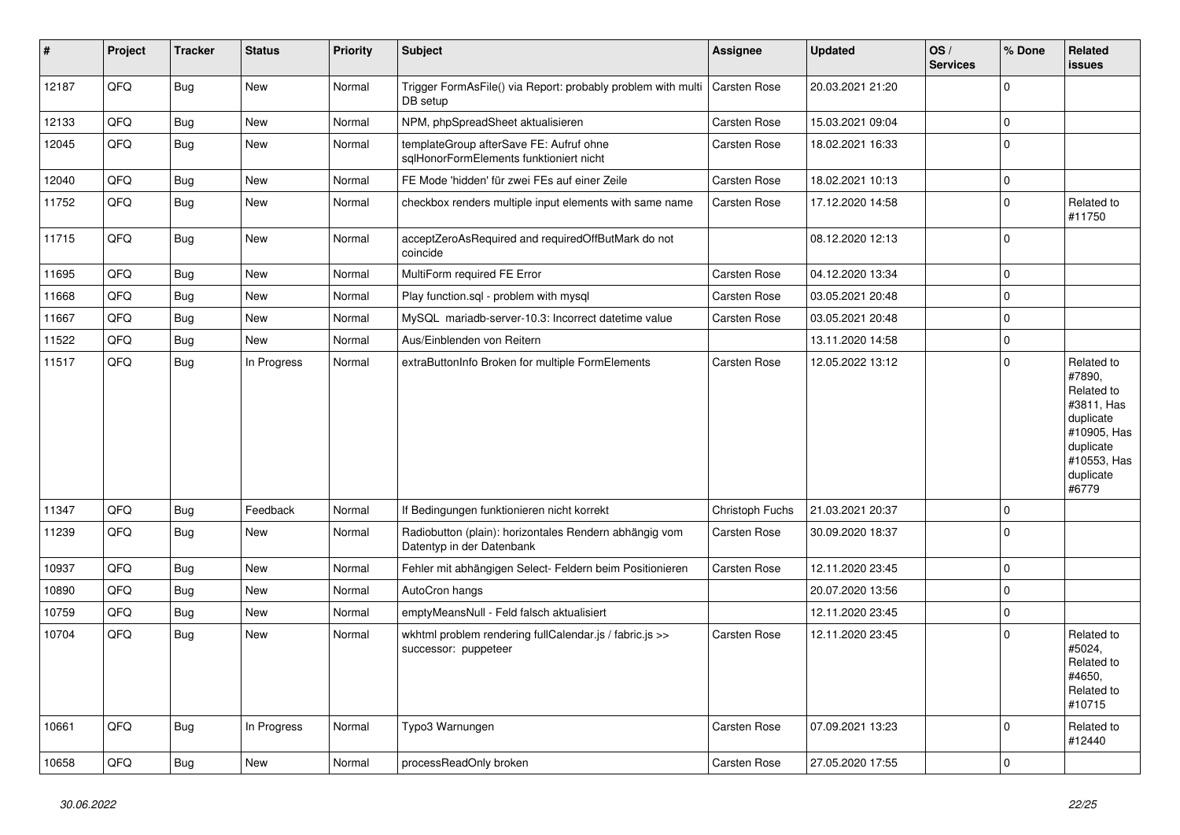| # | Project | Tracker | Status | Priority | Subject | Assignee | Updated | OS / Services | % Done | Related issues |
|---|---|---|---|---|---|---|---|---|---|---|
| 12187 | QFQ | Bug | New | Normal | Trigger FormAsFile() via Report: probably problem with multi DB setup | Carsten Rose | 20.03.2021 21:20 | | 0 | |
| 12133 | QFQ | Bug | New | Normal | NPM, phpSpreadSheet aktualisieren | Carsten Rose | 15.03.2021 09:04 | | 0 | |
| 12045 | QFQ | Bug | New | Normal | templateGroup afterSave FE: Aufruf ohne sqlHonorFormElements funktioniert nicht | Carsten Rose | 18.02.2021 16:33 | | 0 | |
| 12040 | QFQ | Bug | New | Normal | FE Mode 'hidden' für zwei FEs auf einer Zeile | Carsten Rose | 18.02.2021 10:13 | | 0 | |
| 11752 | QFQ | Bug | New | Normal | checkbox renders multiple input elements with same name | Carsten Rose | 17.12.2020 14:58 | | 0 | Related to #11750 |
| 11715 | QFQ | Bug | New | Normal | acceptZeroAsRequired and requiredOffButMark do not coincide | | 08.12.2020 12:13 | | 0 | |
| 11695 | QFQ | Bug | New | Normal | MultiForm required FE Error | Carsten Rose | 04.12.2020 13:34 | | 0 | |
| 11668 | QFQ | Bug | New | Normal | Play function.sql - problem with mysql | Carsten Rose | 03.05.2021 20:48 | | 0 | |
| 11667 | QFQ | Bug | New | Normal | MySQL mariadb-server-10.3: Incorrect datetime value | Carsten Rose | 03.05.2021 20:48 | | 0 | |
| 11522 | QFQ | Bug | New | Normal | Aus/Einblenden von Reitern | | 13.11.2020 14:58 | | 0 | |
| 11517 | QFQ | Bug | In Progress | Normal | extraButtonInfo Broken for multiple FormElements | Carsten Rose | 12.05.2022 13:12 | | 0 | Related to #7890, Related to #3811, Has duplicate #10905, Has duplicate #10553, Has duplicate #6779 |
| 11347 | QFQ | Bug | Feedback | Normal | If Bedingungen funktionieren nicht korrekt | Christoph Fuchs | 21.03.2021 20:37 | | 0 | |
| 11239 | QFQ | Bug | New | Normal | Radiobutton (plain): horizontales Rendern abhängig vom Datentyp in der Datenbank | Carsten Rose | 30.09.2020 18:37 | | 0 | |
| 10937 | QFQ | Bug | New | Normal | Fehler mit abhängigen Select- Feldern beim Positionieren | Carsten Rose | 12.11.2020 23:45 | | 0 | |
| 10890 | QFQ | Bug | New | Normal | AutoCron hangs | | 20.07.2020 13:56 | | 0 | |
| 10759 | QFQ | Bug | New | Normal | emptyMeansNull - Feld falsch aktualisiert | | 12.11.2020 23:45 | | 0 | |
| 10704 | QFQ | Bug | New | Normal | wkhtml problem rendering fullCalendar.js / fabric.js >> successor: puppeteer | Carsten Rose | 12.11.2020 23:45 | | 0 | Related to #5024, Related to #4650, Related to #10715 |
| 10661 | QFQ | Bug | In Progress | Normal | Typo3 Warnungen | Carsten Rose | 07.09.2021 13:23 | | 0 | Related to #12440 |
| 10658 | QFQ | Bug | New | Normal | processReadOnly broken | Carsten Rose | 27.05.2020 17:55 | | 0 | |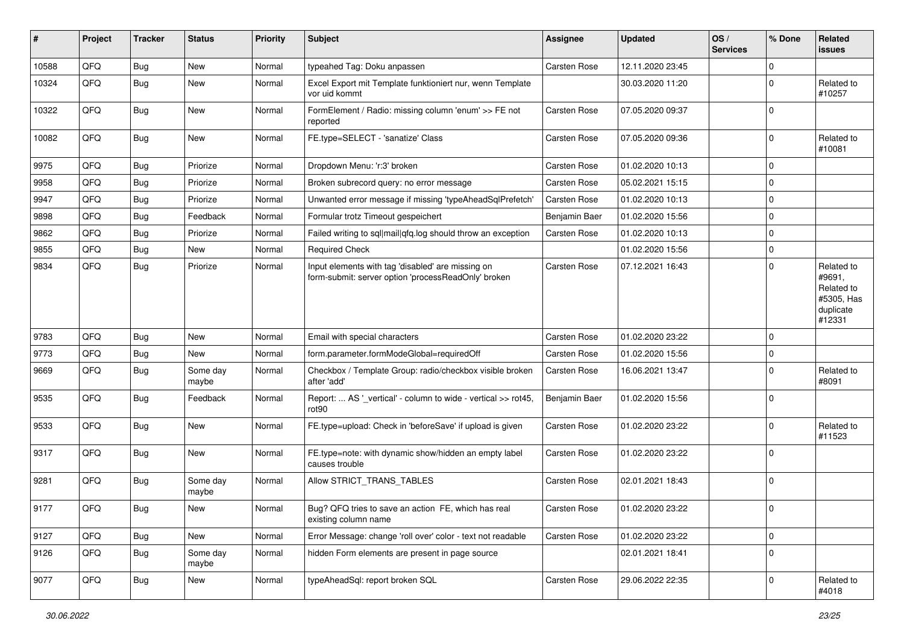| # | Project | Tracker | Status | Priority | Subject | Assignee | Updated | OS / Services | % Done | Related issues |
|---|---|---|---|---|---|---|---|---|---|---|
| 10588 | QFQ | Bug | New | Normal | typeahed Tag: Doku anpassen | Carsten Rose | 12.11.2020 23:45 | | 0 | |
| 10324 | QFQ | Bug | New | Normal | Excel Export mit Template funktioniert nur, wenn Template vor uid kommt | | 30.03.2020 11:20 | | 0 | Related to #10257 |
| 10322 | QFQ | Bug | New | Normal | FormElement / Radio: missing column 'enum' >> FE not reported | Carsten Rose | 07.05.2020 09:37 | | 0 | |
| 10082 | QFQ | Bug | New | Normal | FE.type=SELECT - 'sanatize' Class | Carsten Rose | 07.05.2020 09:36 | | 0 | Related to #10081 |
| 9975 | QFQ | Bug | Priorize | Normal | Dropdown Menu: 'r:3' broken | Carsten Rose | 01.02.2020 10:13 | | 0 | |
| 9958 | QFQ | Bug | Priorize | Normal | Broken subrecord query: no error message | Carsten Rose | 05.02.2021 15:15 | | 0 | |
| 9947 | QFQ | Bug | Priorize | Normal | Unwanted error message if missing 'typeAheadSqlPrefetch' | Carsten Rose | 01.02.2020 10:13 | | 0 | |
| 9898 | QFQ | Bug | Feedback | Normal | Formular trotz Timeout gespeichert | Benjamin Baer | 01.02.2020 15:56 | | 0 | |
| 9862 | QFQ | Bug | Priorize | Normal | Failed writing to sql\|mail\|qfq.log should throw an exception | Carsten Rose | 01.02.2020 10:13 | | 0 | |
| 9855 | QFQ | Bug | New | Normal | Required Check | | 01.02.2020 15:56 | | 0 | |
| 9834 | QFQ | Bug | Priorize | Normal | Input elements with tag 'disabled' are missing on form-submit: server option 'processReadOnly' broken | Carsten Rose | 07.12.2021 16:43 | | 0 | Related to #9691, Related to #5305, Has duplicate #12331 |
| 9783 | QFQ | Bug | New | Normal | Email with special characters | Carsten Rose | 01.02.2020 23:22 | | 0 | |
| 9773 | QFQ | Bug | New | Normal | form.parameter.formModeGlobal=requiredOff | Carsten Rose | 01.02.2020 15:56 | | 0 | |
| 9669 | QFQ | Bug | Some day maybe | Normal | Checkbox / Template Group: radio/checkbox visible broken after 'add' | Carsten Rose | 16.06.2021 13:47 | | 0 | Related to #8091 |
| 9535 | QFQ | Bug | Feedback | Normal | Report: ... AS '_vertical' - column to wide - vertical >> rot45, rot90 | Benjamin Baer | 01.02.2020 15:56 | | 0 | |
| 9533 | QFQ | Bug | New | Normal | FE.type=upload: Check in 'beforeSave' if upload is given | Carsten Rose | 01.02.2020 23:22 | | 0 | Related to #11523 |
| 9317 | QFQ | Bug | New | Normal | FE.type=note: with dynamic show/hidden an empty label causes trouble | Carsten Rose | 01.02.2020 23:22 | | 0 | |
| 9281 | QFQ | Bug | Some day maybe | Normal | Allow STRICT_TRANS_TABLES | Carsten Rose | 02.01.2021 18:43 | | 0 | |
| 9177 | QFQ | Bug | New | Normal | Bug? QFQ tries to save an action FE, which has real existing column name | Carsten Rose | 01.02.2020 23:22 | | 0 | |
| 9127 | QFQ | Bug | New | Normal | Error Message: change 'roll over' color - text not readable | Carsten Rose | 01.02.2020 23:22 | | 0 | |
| 9126 | QFQ | Bug | Some day maybe | Normal | hidden Form elements are present in page source | | 02.01.2021 18:41 | | 0 | |
| 9077 | QFQ | Bug | New | Normal | typeAheadSql: report broken SQL | Carsten Rose | 29.06.2022 22:35 | | 0 | Related to #4018 |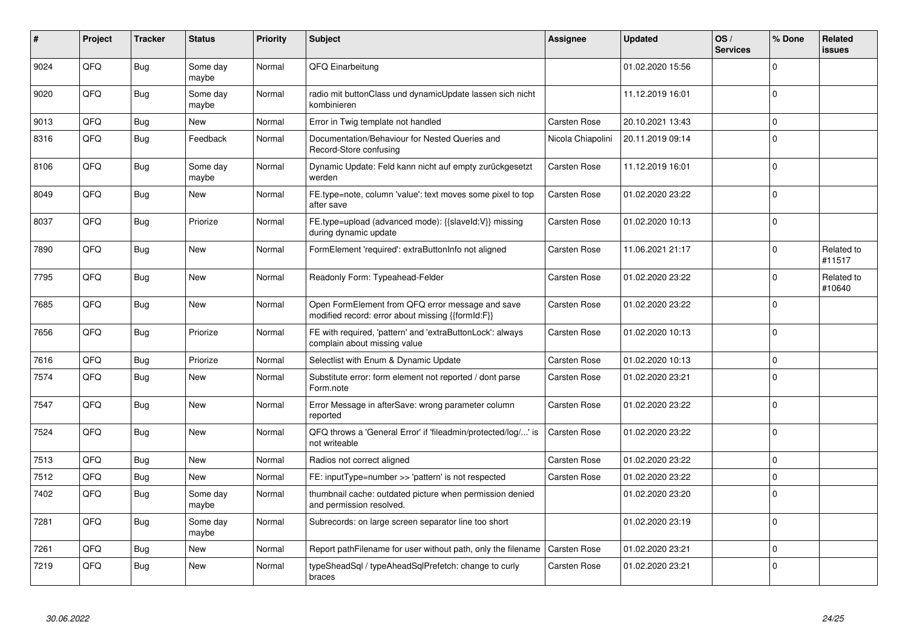| # | Project | Tracker | Status | Priority | Subject | Assignee | Updated | OS / Services | % Done | Related issues |
|---|---|---|---|---|---|---|---|---|---|---|
| 9024 | QFQ | Bug | Some day maybe | Normal | QFQ Einarbeitung | | 01.02.2020 15:56 | | 0 | |
| 9020 | QFQ | Bug | Some day maybe | Normal | radio mit buttonClass und dynamicUpdate lassen sich nicht kombinieren | | 11.12.2019 16:01 | | 0 | |
| 9013 | QFQ | Bug | New | Normal | Error in Twig template not handled | Carsten Rose | 20.10.2021 13:43 | | 0 | |
| 8316 | QFQ | Bug | Feedback | Normal | Documentation/Behaviour for Nested Queries and Record-Store confusing | Nicola Chiapolini | 20.11.2019 09:14 | | 0 | |
| 8106 | QFQ | Bug | Some day maybe | Normal | Dynamic Update: Feld kann nicht auf empty zurückgesetzt werden | Carsten Rose | 11.12.2019 16:01 | | 0 | |
| 8049 | QFQ | Bug | New | Normal | FE.type=note, column 'value': text moves some pixel to top after save | Carsten Rose | 01.02.2020 23:22 | | 0 | |
| 8037 | QFQ | Bug | Priorize | Normal | FE.type=upload (advanced mode): {{slaveId:V}} missing during dynamic update | Carsten Rose | 01.02.2020 10:13 | | 0 | |
| 7890 | QFQ | Bug | New | Normal | FormElement 'required': extraButtonInfo not aligned | Carsten Rose | 11.06.2021 21:17 | | 0 | Related to #11517 |
| 7795 | QFQ | Bug | New | Normal | Readonly Form: Typeahead-Felder | Carsten Rose | 01.02.2020 23:22 | | 0 | Related to #10640 |
| 7685 | QFQ | Bug | New | Normal | Open FormElement from QFQ error message and save modified record: error about missing {{formId:F}} | Carsten Rose | 01.02.2020 23:22 | | 0 | |
| 7656 | QFQ | Bug | Priorize | Normal | FE with required, 'pattern' and 'extraButtonLock': always complain about missing value | Carsten Rose | 01.02.2020 10:13 | | 0 | |
| 7616 | QFQ | Bug | Priorize | Normal | Selectlist with Enum & Dynamic Update | Carsten Rose | 01.02.2020 10:13 | | 0 | |
| 7574 | QFQ | Bug | New | Normal | Substitute error: form element not reported / dont parse Form.note | Carsten Rose | 01.02.2020 23:21 | | 0 | |
| 7547 | QFQ | Bug | New | Normal | Error Message in afterSave: wrong parameter column reported | Carsten Rose | 01.02.2020 23:22 | | 0 | |
| 7524 | QFQ | Bug | New | Normal | QFQ throws a 'General Error' if 'fileadmin/protected/log/...' is not writeable | Carsten Rose | 01.02.2020 23:22 | | 0 | |
| 7513 | QFQ | Bug | New | Normal | Radios not correct aligned | Carsten Rose | 01.02.2020 23:22 | | 0 | |
| 7512 | QFQ | Bug | New | Normal | FE: inputType=number >> 'pattern' is not respected | Carsten Rose | 01.02.2020 23:22 | | 0 | |
| 7402 | QFQ | Bug | Some day maybe | Normal | thumbnail cache: outdated picture when permission denied and permission resolved. | | 01.02.2020 23:20 | | 0 | |
| 7281 | QFQ | Bug | Some day maybe | Normal | Subrecords: on large screen separator line too short | | 01.02.2020 23:19 | | 0 | |
| 7261 | QFQ | Bug | New | Normal | Report pathFilename for user without path, only the filename | Carsten Rose | 01.02.2020 23:21 | | 0 | |
| 7219 | QFQ | Bug | New | Normal | typeSheadSql / typeAheadSqlPrefetch: change to curly braces | Carsten Rose | 01.02.2020 23:21 | | 0 | |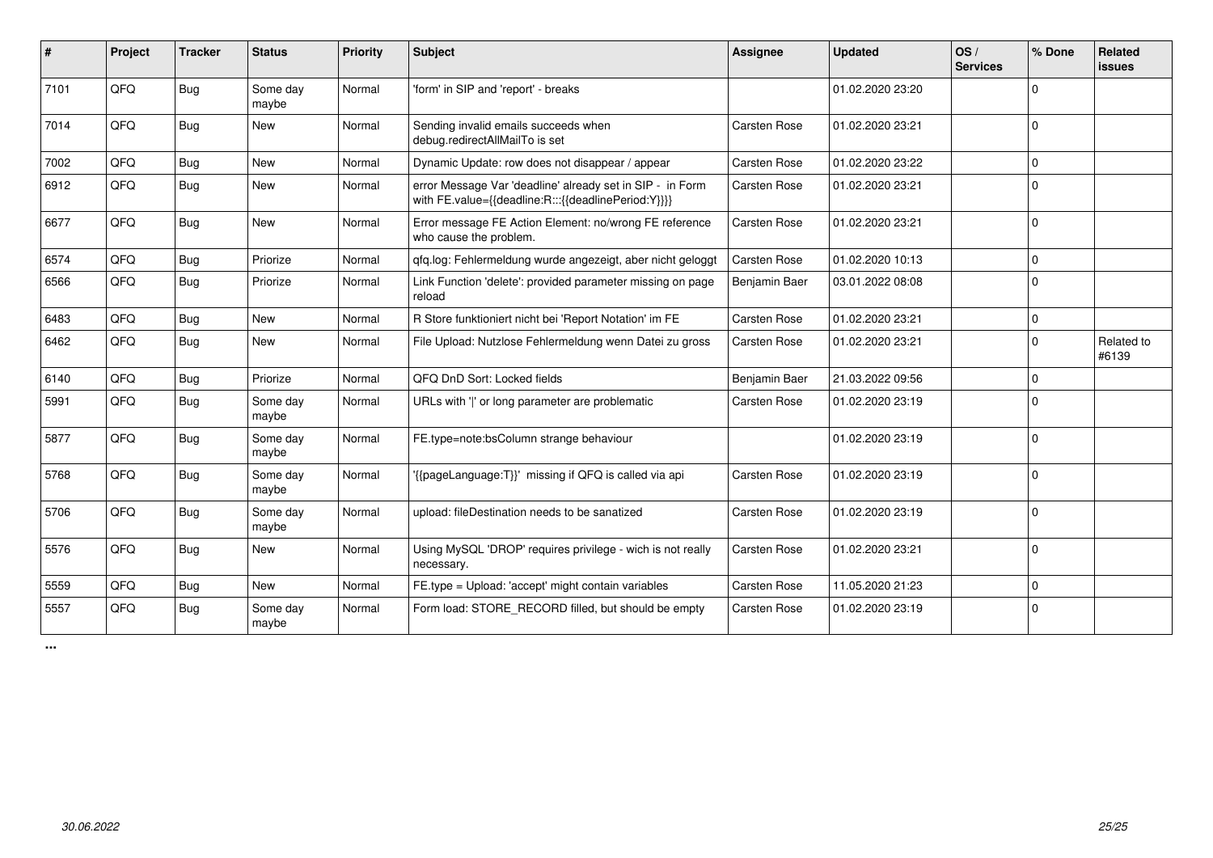| # | Project | Tracker | Status | Priority | Subject | Assignee | Updated | OS / Services | % Done | Related issues |
|---|---|---|---|---|---|---|---|---|---|---|
| 7101 | QFQ | Bug | Some day maybe | Normal | 'form' in SIP and 'report' - breaks | | 01.02.2020 23:20 | | 0 | |
| 7014 | QFQ | Bug | New | Normal | Sending invalid emails succeeds when debug.redirectAllMailTo is set | Carsten Rose | 01.02.2020 23:21 | | 0 | |
| 7002 | QFQ | Bug | New | Normal | Dynamic Update: row does not disappear / appear | Carsten Rose | 01.02.2020 23:22 | | 0 | |
| 6912 | QFQ | Bug | New | Normal | error Message Var 'deadline' already set in SIP - in Form with FE.value={{deadline:R:::{{deadlinePeriod:Y}}}} | Carsten Rose | 01.02.2020 23:21 | | 0 | |
| 6677 | QFQ | Bug | New | Normal | Error message FE Action Element: no/wrong FE reference who cause the problem. | Carsten Rose | 01.02.2020 23:21 | | 0 | |
| 6574 | QFQ | Bug | Priorize | Normal | qfq.log: Fehlermeldung wurde angezeigt, aber nicht geloggt | Carsten Rose | 01.02.2020 10:13 | | 0 | |
| 6566 | QFQ | Bug | Priorize | Normal | Link Function 'delete': provided parameter missing on page reload | Benjamin Baer | 03.01.2022 08:08 | | 0 | |
| 6483 | QFQ | Bug | New | Normal | R Store funktioniert nicht bei 'Report Notation' im FE | Carsten Rose | 01.02.2020 23:21 | | 0 | |
| 6462 | QFQ | Bug | New | Normal | File Upload: Nutzlose Fehlermeldung wenn Datei zu gross | Carsten Rose | 01.02.2020 23:21 | | 0 | Related to #6139 |
| 6140 | QFQ | Bug | Priorize | Normal | QFQ DnD Sort: Locked fields | Benjamin Baer | 21.03.2022 09:56 | | 0 | |
| 5991 | QFQ | Bug | Some day maybe | Normal | URLs with '\|' or long parameter are problematic | Carsten Rose | 01.02.2020 23:19 | | 0 | |
| 5877 | QFQ | Bug | Some day maybe | Normal | FE.type=note:bsColumn strange behaviour | | 01.02.2020 23:19 | | 0 | |
| 5768 | QFQ | Bug | Some day maybe | Normal | '{{pageLanguage:T}}' missing if QFQ is called via api | Carsten Rose | 01.02.2020 23:19 | | 0 | |
| 5706 | QFQ | Bug | Some day maybe | Normal | upload: fileDestination needs to be sanatized | Carsten Rose | 01.02.2020 23:19 | | 0 | |
| 5576 | QFQ | Bug | New | Normal | Using MySQL 'DROP' requires privilege - wich is not really necessary. | Carsten Rose | 01.02.2020 23:21 | | 0 | |
| 5559 | QFQ | Bug | New | Normal | FE.type = Upload: 'accept' might contain variables | Carsten Rose | 11.05.2020 21:23 | | 0 | |
| 5557 | QFQ | Bug | Some day maybe | Normal | Form load: STORE_RECORD filled, but should be empty | Carsten Rose | 01.02.2020 23:19 | | 0 | |

...